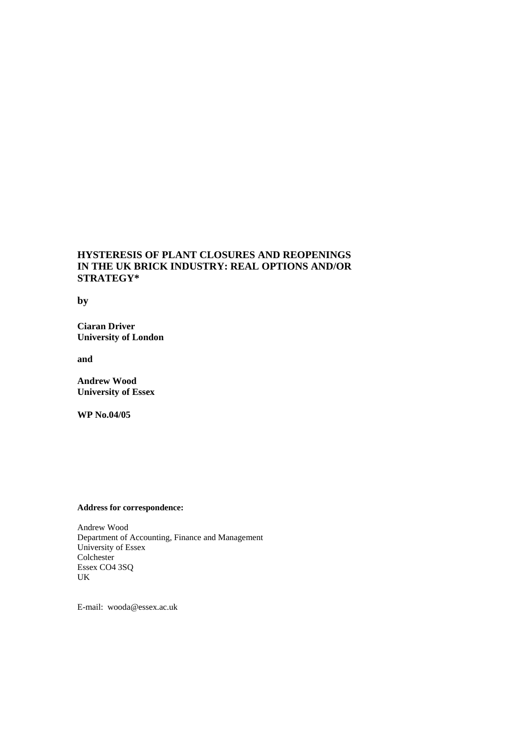# HYSTERESIS OF PLANT CLOSURES AND REOPENINGS IN THE UK BRICK INDUSTRY: REAL OPTIONS AND/OR STRATEGY*

**by**

**Ciaran Driver**
**University of London**

**and**

**Andrew Wood**
**University of Essex**

**WP No.04/05**

**Address for correspondence:**

Andrew Wood
Department of Accounting, Finance and Management
University of Essex
Colchester
Essex CO4 3SQ
UK

E-mail: wooda@essex.ac.uk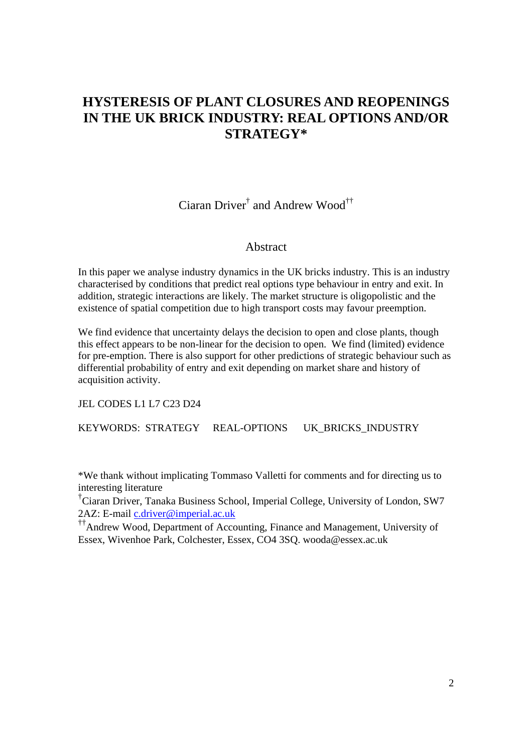# HYSTERESIS OF PLANT CLOSURES AND REOPENINGS IN THE UK BRICK INDUSTRY: REAL OPTIONS AND/OR STRATEGY*

Ciaran Driver[†] and Andrew Wood[††]

## Abstract

In this paper we analyse industry dynamics in the UK bricks industry. This is an industry characterised by conditions that predict real options type behaviour in entry and exit. In addition, strategic interactions are likely. The market structure is oligopolistic and the existence of spatial competition due to high transport costs may favour preemption.

We find evidence that uncertainty delays the decision to open and close plants, though this effect appears to be non-linear for the decision to open. We find (limited) evidence for pre-emption. There is also support for other predictions of strategic behaviour such as differential probability of entry and exit depending on market share and history of acquisition activity.

JEL CODES L1 L7 C23 D24

KEYWORDS: STRATEGY REAL-OPTIONS UK_BRICKS_INDUSTRY

*We thank without implicating Tommaso Valletti for comments and for directing us to interesting literature

[†]Ciaran Driver, Tanaka Business School, Imperial College, University of London, SW7 2AZ: E-mail c.driver@imperial.ac.uk

[††]Andrew Wood, Department of Accounting, Finance and Management, University of Essex, Wivenhoe Park, Colchester, Essex, CO4 3SQ. wooda@essex.ac.uk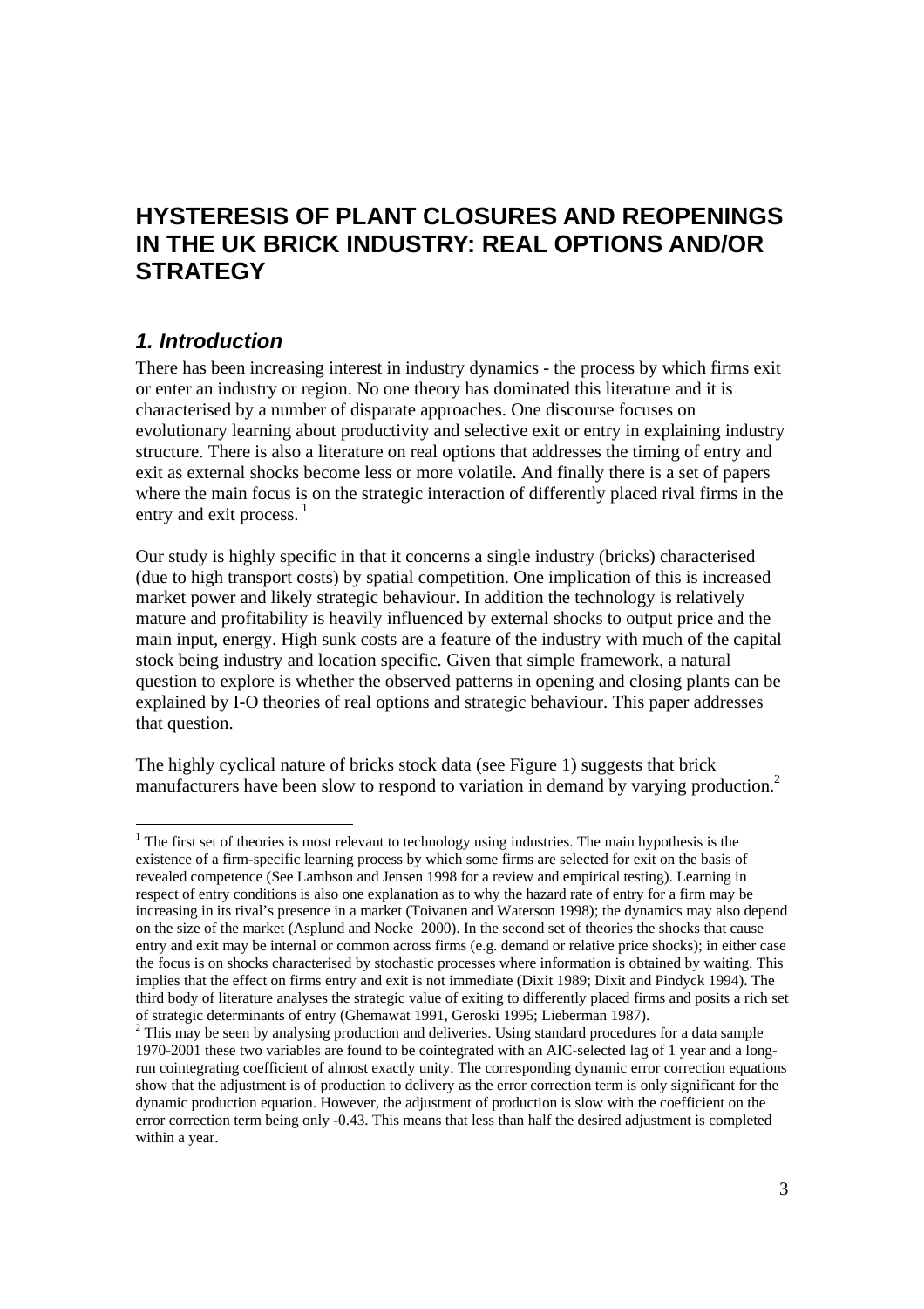# HYSTERESIS OF PLANT CLOSURES AND REOPENINGS IN THE UK BRICK INDUSTRY: REAL OPTIONS AND/OR STRATEGY

## *1. Introduction*

There has been increasing interest in industry dynamics - the process by which firms exit or enter an industry or region. No one theory has dominated this literature and it is characterised by a number of disparate approaches. One discourse focuses on evolutionary learning about productivity and selective exit or entry in explaining industry structure. There is also a literature on real options that addresses the timing of entry and exit as external shocks become less or more volatile. And finally there is a set of papers where the main focus is on the strategic interaction of differently placed rival firms in the entry and exit process. [1]

Our study is highly specific in that it concerns a single industry (bricks) characterised (due to high transport costs) by spatial competition. One implication of this is increased market power and likely strategic behaviour. In addition the technology is relatively mature and profitability is heavily influenced by external shocks to output price and the main input, energy. High sunk costs are a feature of the industry with much of the capital stock being industry and location specific. Given that simple framework, a natural question to explore is whether the observed patterns in opening and closing plants can be explained by I-O theories of real options and strategic behaviour. This paper addresses that question.

The highly cyclical nature of bricks stock data (see Figure 1) suggests that brick manufacturers have been slow to respond to variation in demand by varying production.[2]

---

[1] The first set of theories is most relevant to technology using industries. The main hypothesis is the existence of a firm-specific learning process by which some firms are selected for exit on the basis of revealed competence (See Lambson and Jensen 1998 for a review and empirical testing). Learning in respect of entry conditions is also one explanation as to why the hazard rate of entry for a firm may be increasing in its rival's presence in a market (Toivanen and Waterson 1998); the dynamics may also depend on the size of the market (Asplund and Nocke 2000). In the second set of theories the shocks that cause entry and exit may be internal or common across firms (e.g. demand or relative price shocks); in either case the focus is on shocks characterised by stochastic processes where information is obtained by waiting. This implies that the effect on firms entry and exit is not immediate (Dixit 1989; Dixit and Pindyck 1994). The third body of literature analyses the strategic value of exiting to differently placed firms and posits a rich set of strategic determinants of entry (Ghemawat 1991, Geroski 1995; Lieberman 1987).

[2] This may be seen by analysing production and deliveries. Using standard procedures for a data sample 1970-2001 these two variables are found to be cointegrated with an AIC-selected lag of 1 year and a long-run cointegrating coefficient of almost exactly unity. The corresponding dynamic error correction equations show that the adjustment is of production to delivery as the error correction term is only significant for the dynamic production equation. However, the adjustment of production is slow with the coefficient on the error correction term being only -0.43. This means that less than half the desired adjustment is completed within a year.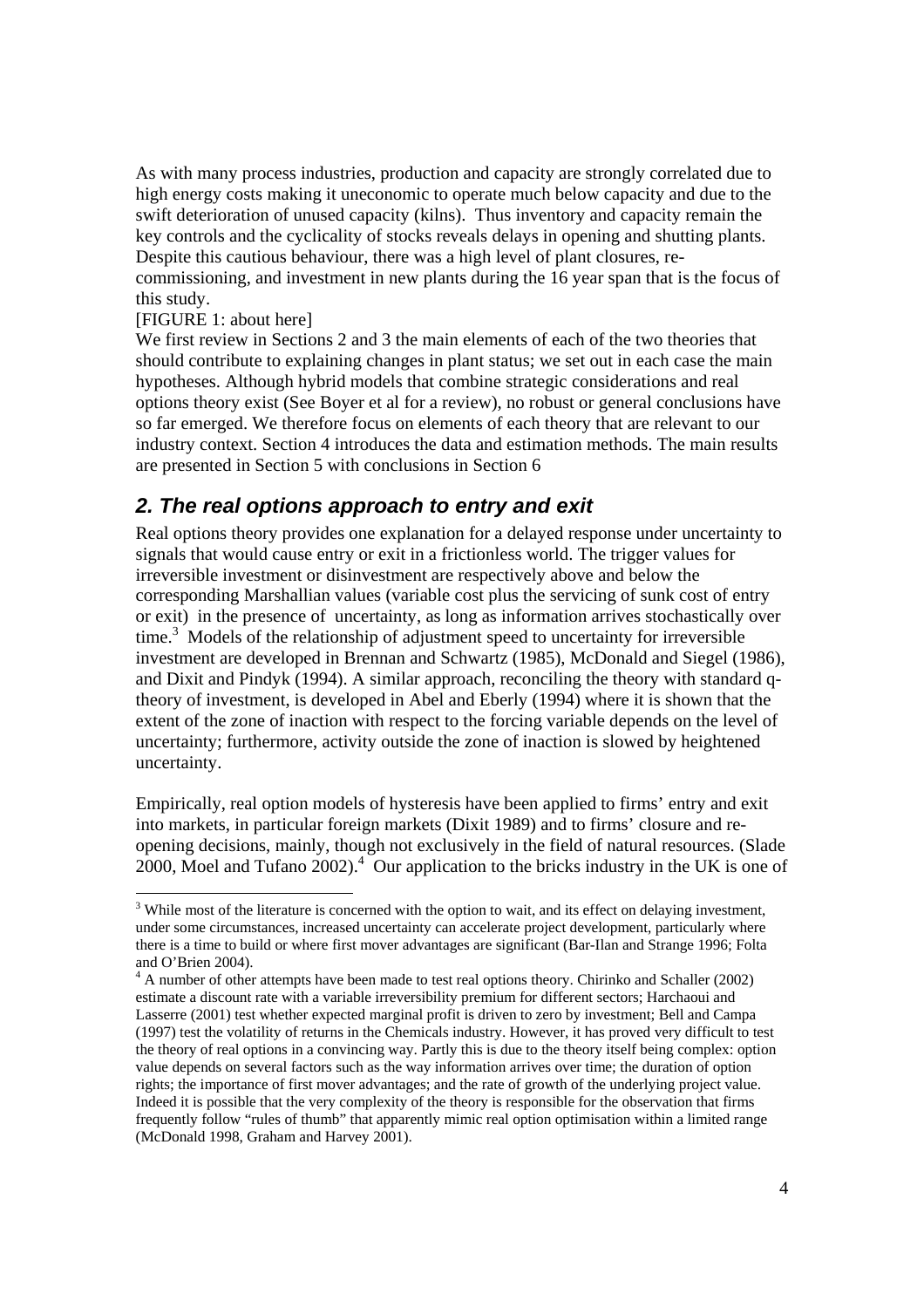As with many process industries, production and capacity are strongly correlated due to high energy costs making it uneconomic to operate much below capacity and due to the swift deterioration of unused capacity (kilns). Thus inventory and capacity remain the key controls and the cyclicality of stocks reveals delays in opening and shutting plants. Despite this cautious behaviour, there was a high level of plant closures, re-commissioning, and investment in new plants during the 16 year span that is the focus of this study.

[FIGURE 1: about here]

We first review in Sections 2 and 3 the main elements of each of the two theories that should contribute to explaining changes in plant status; we set out in each case the main hypotheses. Although hybrid models that combine strategic considerations and real options theory exist (See Boyer et al for a review), no robust or general conclusions have so far emerged. We therefore focus on elements of each theory that are relevant to our industry context. Section 4 introduces the data and estimation methods. The main results are presented in Section 5 with conclusions in Section 6

## *2. The real options approach to entry and exit*

Real options theory provides one explanation for a delayed response under uncertainty to signals that would cause entry or exit in a frictionless world. The trigger values for irreversible investment or disinvestment are respectively above and below the corresponding Marshallian values (variable cost plus the servicing of sunk cost of entry or exit) in the presence of uncertainty, as long as information arrives stochastically over time.[3] Models of the relationship of adjustment speed to uncertainty for irreversible investment are developed in Brennan and Schwartz (1985), McDonald and Siegel (1986), and Dixit and Pindyk (1994). A similar approach, reconciling the theory with standard q-theory of investment, is developed in Abel and Eberly (1994) where it is shown that the extent of the zone of inaction with respect to the forcing variable depends on the level of uncertainty; furthermore, activity outside the zone of inaction is slowed by heightened uncertainty.

Empirically, real option models of hysteresis have been applied to firms' entry and exit into markets, in particular foreign markets (Dixit 1989) and to firms' closure and re-opening decisions, mainly, though not exclusively in the field of natural resources. (Slade 2000, Moel and Tufano 2002).[4] Our application to the bricks industry in the UK is one of

---

[3] While most of the literature is concerned with the option to wait, and its effect on delaying investment, under some circumstances, increased uncertainty can accelerate project development, particularly where there is a time to build or where first mover advantages are significant (Bar-Ilan and Strange 1996; Folta and O'Brien 2004).

[4] A number of other attempts have been made to test real options theory. Chirinko and Schaller (2002) estimate a discount rate with a variable irreversibility premium for different sectors; Harchaoui and Lasserre (2001) test whether expected marginal profit is driven to zero by investment; Bell and Campa (1997) test the volatility of returns in the Chemicals industry. However, it has proved very difficult to test the theory of real options in a convincing way. Partly this is due to the theory itself being complex: option value depends on several factors such as the way information arrives over time; the duration of option rights; the importance of first mover advantages; and the rate of growth of the underlying project value. Indeed it is possible that the very complexity of the theory is responsible for the observation that firms frequently follow "rules of thumb" that apparently mimic real option optimisation within a limited range (McDonald 1998, Graham and Harvey 2001).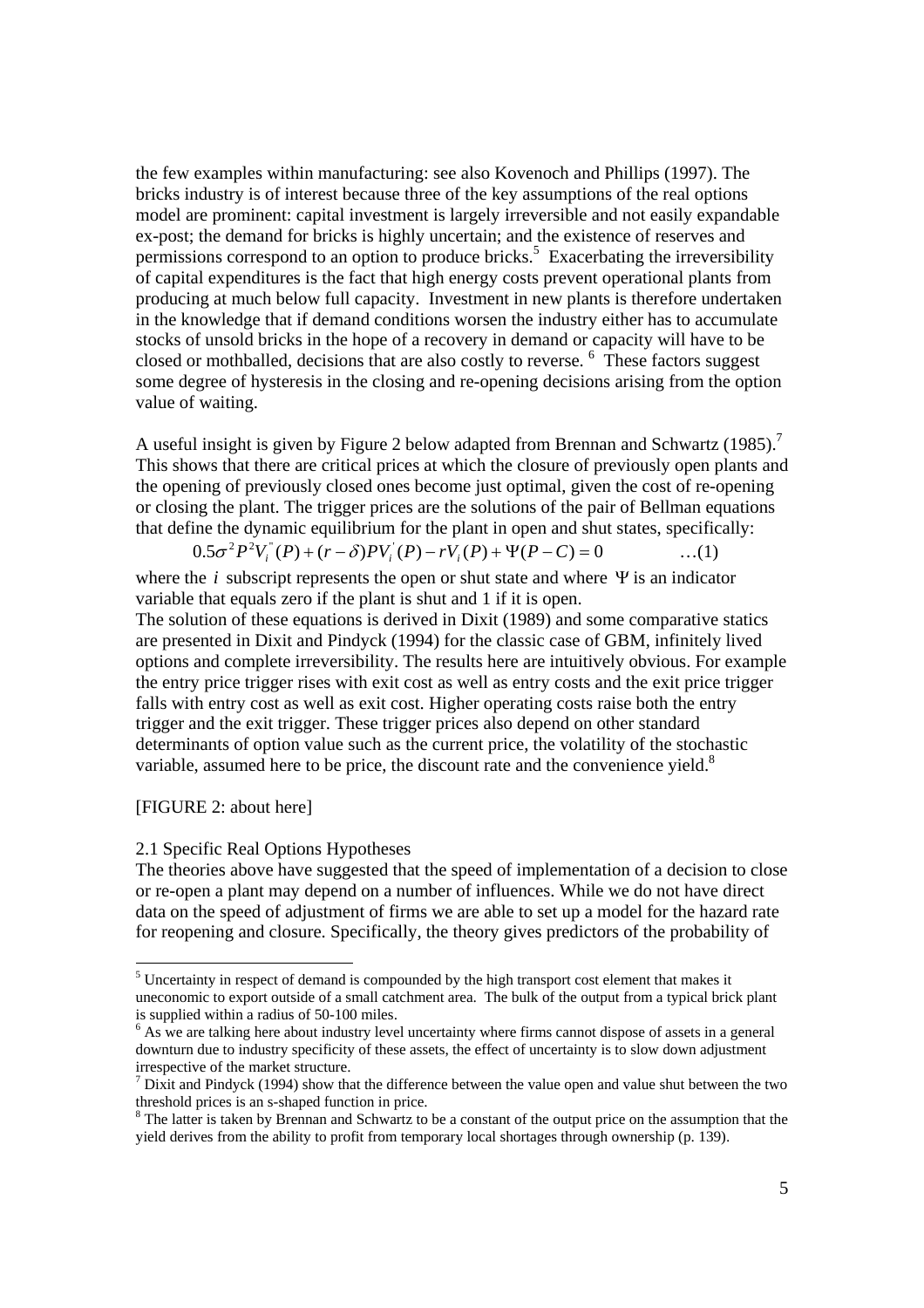the few examples within manufacturing: see also Kovenoch and Phillips (1997). The bricks industry is of interest because three of the key assumptions of the real options model are prominent: capital investment is largely irreversible and not easily expandable ex-post; the demand for bricks is highly uncertain; and the existence of reserves and permissions correspond to an option to produce bricks.[5] Exacerbating the irreversibility of capital expenditures is the fact that high energy costs prevent operational plants from producing at much below full capacity. Investment in new plants is therefore undertaken in the knowledge that if demand conditions worsen the industry either has to accumulate stocks of unsold bricks in the hope of a recovery in demand or capacity will have to be closed or mothballed, decisions that are also costly to reverse. [6] These factors suggest some degree of hysteresis in the closing and re-opening decisions arising from the option value of waiting.

A useful insight is given by Figure 2 below adapted from Brennan and Schwartz (1985).[7] This shows that there are critical prices at which the closure of previously open plants and the opening of previously closed ones become just optimal, given the cost of re-opening or closing the plant. The trigger prices are the solutions of the pair of Bellman equations that define the dynamic equilibrium for the plant in open and shut states, specifically:

$$0.5\sigma^2 P^2 V_i^{''}(P) + (r-\delta)PV_i^{'}(P) - rV_i(P) + \Psi(P-C) = 0 \qquad \ldots(1)$$

where the $i$ subscript represents the open or shut state and where $\Psi$ is an indicator variable that equals zero if the plant is shut and 1 if it is open.

The solution of these equations is derived in Dixit (1989) and some comparative statics are presented in Dixit and Pindyck (1994) for the classic case of GBM, infinitely lived options and complete irreversibility. The results here are intuitively obvious. For example the entry price trigger rises with exit cost as well as entry costs and the exit price trigger falls with entry cost as well as exit cost. Higher operating costs raise both the entry trigger and the exit trigger. These trigger prices also depend on other standard determinants of option value such as the current price, the volatility of the stochastic variable, assumed here to be price, the discount rate and the convenience yield.[8]

[FIGURE 2: about here]

## 2.1 Specific Real Options Hypotheses

The theories above have suggested that the speed of implementation of a decision to close or re-open a plant may depend on a number of influences. While we do not have direct data on the speed of adjustment of firms we are able to set up a model for the hazard rate for reopening and closure. Specifically, the theory gives predictors of the probability of

---

[5] Uncertainty in respect of demand is compounded by the high transport cost element that makes it uneconomic to export outside of a small catchment area. The bulk of the output from a typical brick plant is supplied within a radius of 50-100 miles.

[6] As we are talking here about industry level uncertainty where firms cannot dispose of assets in a general downturn due to industry specificity of these assets, the effect of uncertainty is to slow down adjustment irrespective of the market structure.

[7] Dixit and Pindyck (1994) show that the difference between the value open and value shut between the two threshold prices is an s-shaped function in price.

[8] The latter is taken by Brennan and Schwartz to be a constant of the output price on the assumption that the yield derives from the ability to profit from temporary local shortages through ownership (p. 139).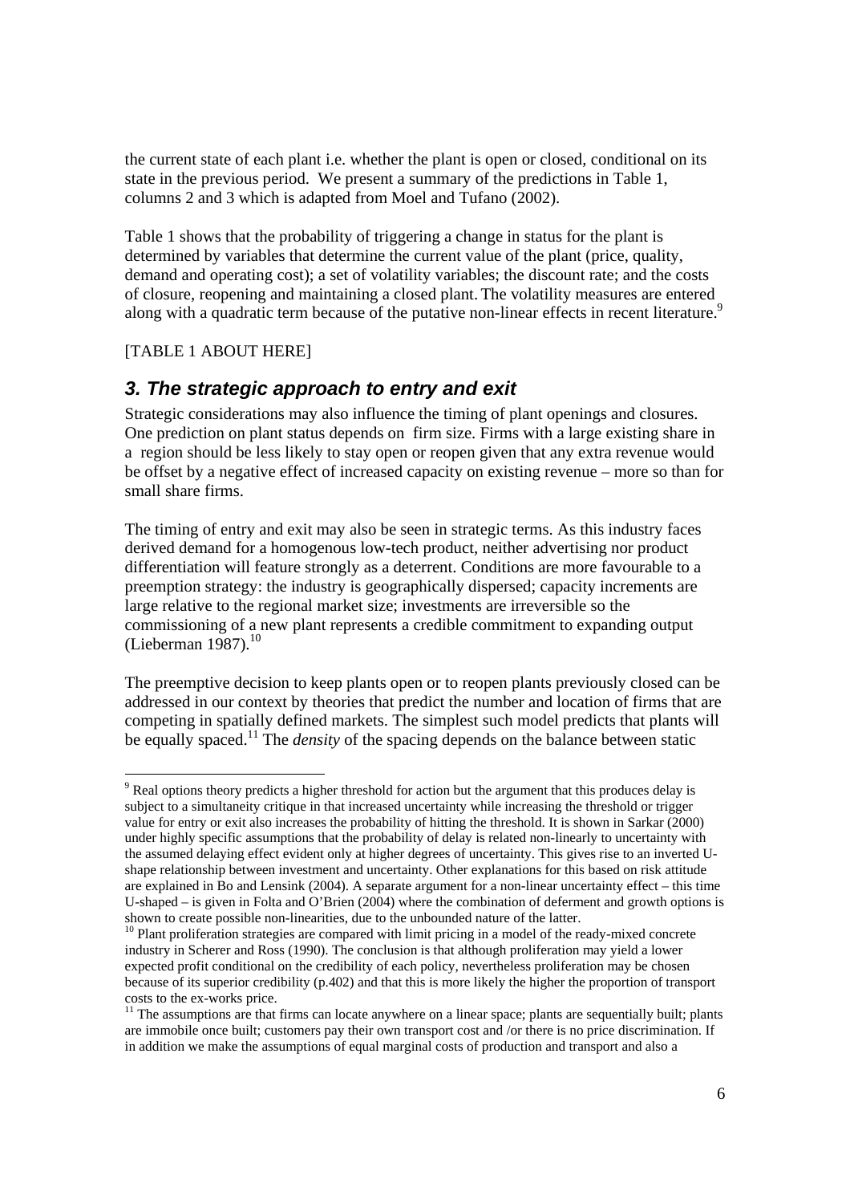the current state of each plant i.e. whether the plant is open or closed, conditional on its state in the previous period. We present a summary of the predictions in Table 1, columns 2 and 3 which is adapted from Moel and Tufano (2002).

Table 1 shows that the probability of triggering a change in status for the plant is determined by variables that determine the current value of the plant (price, quality, demand and operating cost); a set of volatility variables; the discount rate; and the costs of closure, reopening and maintaining a closed plant. The volatility measures are entered along with a quadratic term because of the putative non-linear effects in recent literature.[9]

[TABLE 1 ABOUT HERE]

## *3. The strategic approach to entry and exit*

Strategic considerations may also influence the timing of plant openings and closures. One prediction on plant status depends on firm size. Firms with a large existing share in a region should be less likely to stay open or reopen given that any extra revenue would be offset by a negative effect of increased capacity on existing revenue – more so than for small share firms.

The timing of entry and exit may also be seen in strategic terms. As this industry faces derived demand for a homogenous low-tech product, neither advertising nor product differentiation will feature strongly as a deterrent. Conditions are more favourable to a preemption strategy: the industry is geographically dispersed; capacity increments are large relative to the regional market size; investments are irreversible so the commissioning of a new plant represents a credible commitment to expanding output (Lieberman 1987).[10]

The preemptive decision to keep plants open or to reopen plants previously closed can be addressed in our context by theories that predict the number and location of firms that are competing in spatially defined markets. The simplest such model predicts that plants will be equally spaced.[11] The *density* of the spacing depends on the balance between static

---

[9] Real options theory predicts a higher threshold for action but the argument that this produces delay is subject to a simultaneity critique in that increased uncertainty while increasing the threshold or trigger value for entry or exit also increases the probability of hitting the threshold. It is shown in Sarkar (2000) under highly specific assumptions that the probability of delay is related non-linearly to uncertainty with the assumed delaying effect evident only at higher degrees of uncertainty. This gives rise to an inverted U-shape relationship between investment and uncertainty. Other explanations for this based on risk attitude are explained in Bo and Lensink (2004). A separate argument for a non-linear uncertainty effect – this time U-shaped – is given in Folta and O'Brien (2004) where the combination of deferment and growth options is shown to create possible non-linearities, due to the unbounded nature of the latter.

[10] Plant proliferation strategies are compared with limit pricing in a model of the ready-mixed concrete industry in Scherer and Ross (1990). The conclusion is that although proliferation may yield a lower expected profit conditional on the credibility of each policy, nevertheless proliferation may be chosen because of its superior credibility (p.402) and that this is more likely the higher the proportion of transport costs to the ex-works price.

[11] The assumptions are that firms can locate anywhere on a linear space; plants are sequentially built; plants are immobile once built; customers pay their own transport cost and /or there is no price discrimination. If in addition we make the assumptions of equal marginal costs of production and transport and also a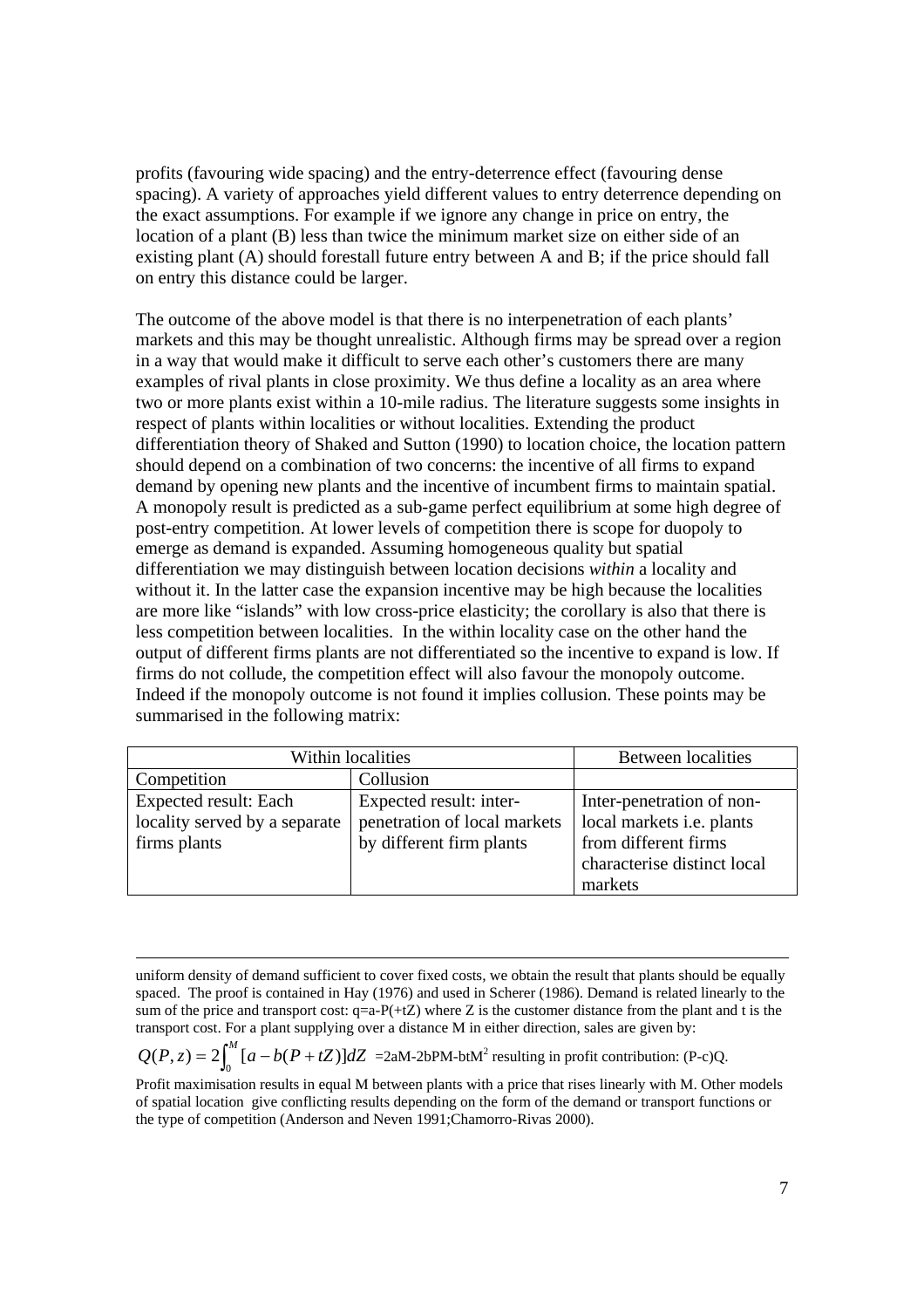profits (favouring wide spacing) and the entry-deterrence effect (favouring dense spacing). A variety of approaches yield different values to entry deterrence depending on the exact assumptions. For example if we ignore any change in price on entry, the location of a plant (B) less than twice the minimum market size on either side of an existing plant (A) should forestall future entry between A and B; if the price should fall on entry this distance could be larger.

The outcome of the above model is that there is no interpenetration of each plants' markets and this may be thought unrealistic. Although firms may be spread over a region in a way that would make it difficult to serve each other's customers there are many examples of rival plants in close proximity. We thus define a locality as an area where two or more plants exist within a 10-mile radius. The literature suggests some insights in respect of plants within localities or without localities. Extending the product differentiation theory of Shaked and Sutton (1990) to location choice, the location pattern should depend on a combination of two concerns: the incentive of all firms to expand demand by opening new plants and the incentive of incumbent firms to maintain spatial. A monopoly result is predicted as a sub-game perfect equilibrium at some high degree of post-entry competition. At lower levels of competition there is scope for duopoly to emerge as demand is expanded. Assuming homogeneous quality but spatial differentiation we may distinguish between location decisions *within* a locality and without it. In the latter case the expansion incentive may be high because the localities are more like "islands" with low cross-price elasticity; the corollary is also that there is less competition between localities. In the within locality case on the other hand the output of different firms plants are not differentiated so the incentive to expand is low. If firms do not collude, the competition effect will also favour the monopoly outcome. Indeed if the monopoly outcome is not found it implies collusion. These points may be summarised in the following matrix:

| Within localities | | Between localities |
|---|---|---|
| Competition | Collusion | |
| Expected result: Each locality served by a separate firms plants | Expected result: inter-penetration of local markets by different firm plants | Inter-penetration of non-local markets i.e. plants from different firms characterise distinct local markets |

---

uniform density of demand sufficient to cover fixed costs, we obtain the result that plants should be equally spaced. The proof is contained in Hay (1976) and used in Scherer (1986). Demand is related linearly to the sum of the price and transport cost: $q=a-P(+tZ)$ where Z is the customer distance from the plant and t is the transport cost. For a plant supplying over a distance M in either direction, sales are given by:

$Q(P,z) = 2\int_0^M [a - b(P + tZ)]dZ$ $=2aM-2bPM-btM^2$ resulting in profit contribution: $(P-c)Q$.

Profit maximisation results in equal M between plants with a price that rises linearly with M. Other models of spatial location give conflicting results depending on the form of the demand or transport functions or the type of competition (Anderson and Neven 1991;Chamorro-Rivas 2000).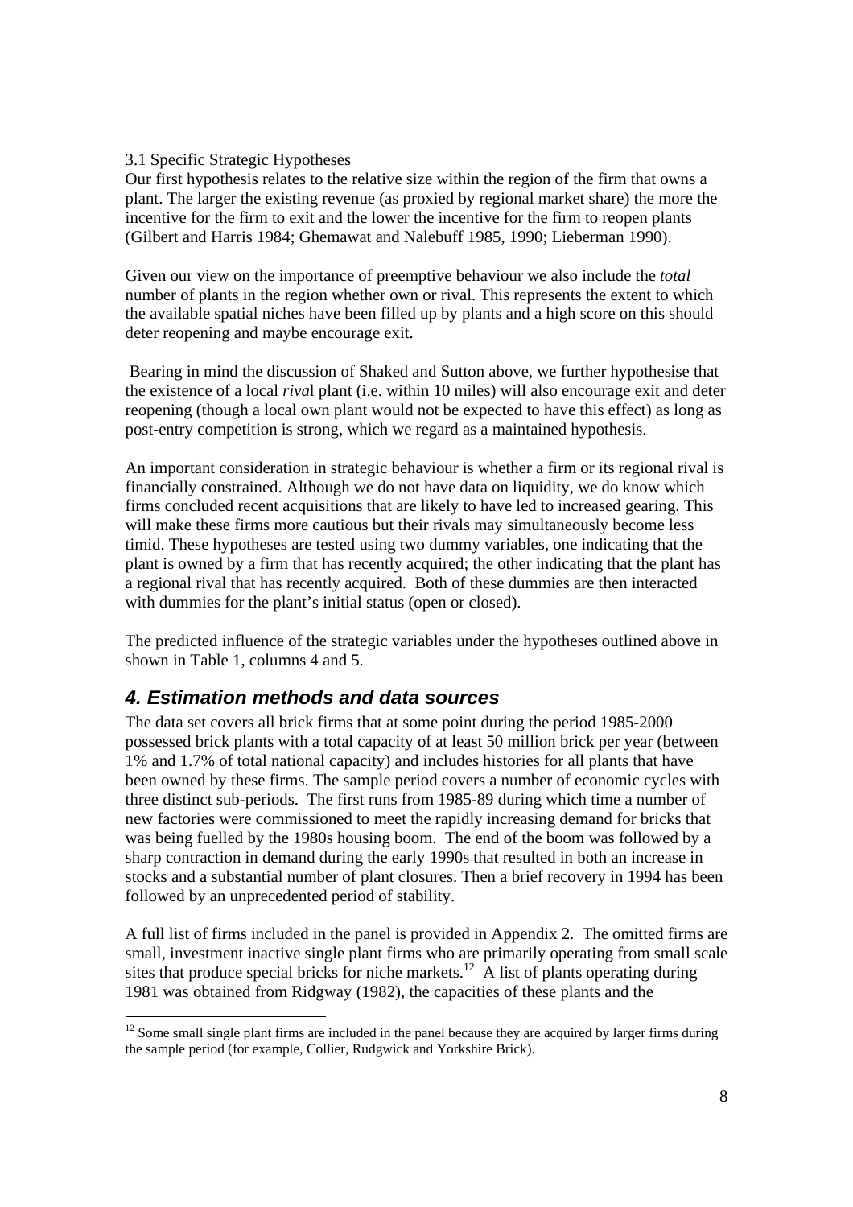3.1 Specific Strategic Hypotheses

Our first hypothesis relates to the relative size within the region of the firm that owns a plant. The larger the existing revenue (as proxied by regional market share) the more the incentive for the firm to exit and the lower the incentive for the firm to reopen plants (Gilbert and Harris 1984; Ghemawat and Nalebuff 1985, 1990; Lieberman 1990).

Given our view on the importance of preemptive behaviour we also include the *total* number of plants in the region whether own or rival. This represents the extent to which the available spatial niches have been filled up by plants and a high score on this should deter reopening and maybe encourage exit.

Bearing in mind the discussion of Shaked and Sutton above, we further hypothesise that the existence of a local *rival* plant (i.e. within 10 miles) will also encourage exit and deter reopening (though a local own plant would not be expected to have this effect) as long as post-entry competition is strong, which we regard as a maintained hypothesis.

An important consideration in strategic behaviour is whether a firm or its regional rival is financially constrained. Although we do not have data on liquidity, we do know which firms concluded recent acquisitions that are likely to have led to increased gearing. This will make these firms more cautious but their rivals may simultaneously become less timid. These hypotheses are tested using two dummy variables, one indicating that the plant is owned by a firm that has recently acquired; the other indicating that the plant has a regional rival that has recently acquired. Both of these dummies are then interacted with dummies for the plant's initial status (open or closed).

The predicted influence of the strategic variables under the hypotheses outlined above in shown in Table 1, columns 4 and 5.

## *4. Estimation methods and data sources*

The data set covers all brick firms that at some point during the period 1985-2000 possessed brick plants with a total capacity of at least 50 million brick per year (between 1% and 1.7% of total national capacity) and includes histories for all plants that have been owned by these firms. The sample period covers a number of economic cycles with three distinct sub-periods. The first runs from 1985-89 during which time a number of new factories were commissioned to meet the rapidly increasing demand for bricks that was being fuelled by the 1980s housing boom. The end of the boom was followed by a sharp contraction in demand during the early 1990s that resulted in both an increase in stocks and a substantial number of plant closures. Then a brief recovery in 1994 has been followed by an unprecedented period of stability.

A full list of firms included in the panel is provided in Appendix 2. The omitted firms are small, investment inactive single plant firms who are primarily operating from small scale sites that produce special bricks for niche markets.[12] A list of plants operating during 1981 was obtained from Ridgway (1982), the capacities of these plants and the

[12] Some small single plant firms are included in the panel because they are acquired by larger firms during the sample period (for example, Collier, Rudgwick and Yorkshire Brick).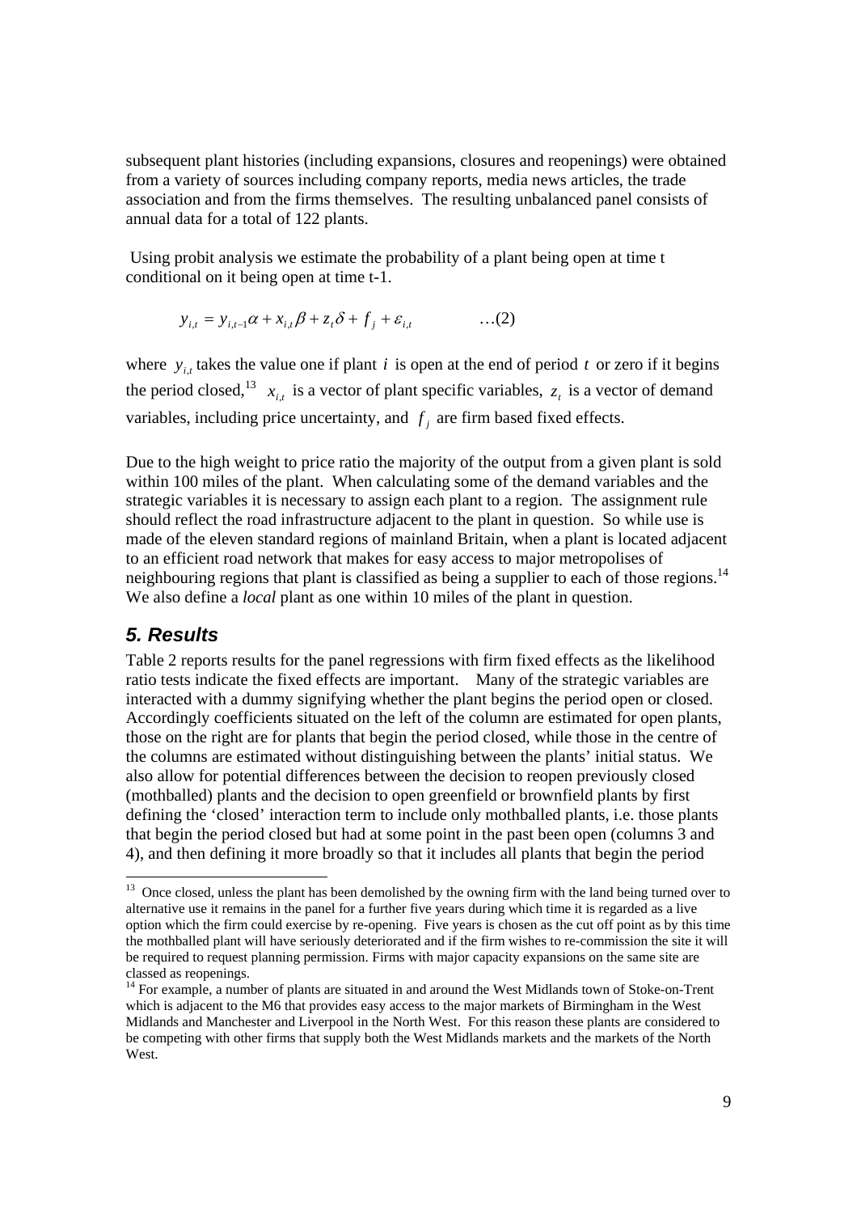subsequent plant histories (including expansions, closures and reopenings) were obtained from a variety of sources including company reports, media news articles, the trade association and from the firms themselves. The resulting unbalanced panel consists of annual data for a total of 122 plants.

Using probit analysis we estimate the probability of a plant being open at time t conditional on it being open at time t-1.

$$y_{i,t} = y_{i,t-1}\alpha + x_{i,t}\beta + z_t\delta + f_j + \varepsilon_{i,t} \qquad \ldots(2)$$

where $y_{i,t}$ takes the value one if plant $i$ is open at the end of period $t$ or zero if it begins the period closed,[13] $x_{i,t}$ is a vector of plant specific variables, $z_t$ is a vector of demand variables, including price uncertainty, and $f_j$ are firm based fixed effects.

Due to the high weight to price ratio the majority of the output from a given plant is sold within 100 miles of the plant. When calculating some of the demand variables and the strategic variables it is necessary to assign each plant to a region. The assignment rule should reflect the road infrastructure adjacent to the plant in question. So while use is made of the eleven standard regions of mainland Britain, when a plant is located adjacent to an efficient road network that makes for easy access to major metropolises of neighbouring regions that plant is classified as being a supplier to each of those regions.[14] We also define a *local* plant as one within 10 miles of the plant in question.

## 5. Results

Table 2 reports results for the panel regressions with firm fixed effects as the likelihood ratio tests indicate the fixed effects are important. Many of the strategic variables are interacted with a dummy signifying whether the plant begins the period open or closed. Accordingly coefficients situated on the left of the column are estimated for open plants, those on the right are for plants that begin the period closed, while those in the centre of the columns are estimated without distinguishing between the plants' initial status. We also allow for potential differences between the decision to reopen previously closed (mothballed) plants and the decision to open greenfield or brownfield plants by first defining the 'closed' interaction term to include only mothballed plants, i.e. those plants that begin the period closed but had at some point in the past been open (columns 3 and 4), and then defining it more broadly so that it includes all plants that begin the period

---

[13] Once closed, unless the plant has been demolished by the owning firm with the land being turned over to alternative use it remains in the panel for a further five years during which time it is regarded as a live option which the firm could exercise by re-opening. Five years is chosen as the cut off point as by this time the mothballed plant will have seriously deteriorated and if the firm wishes to re-commission the site it will be required to request planning permission. Firms with major capacity expansions on the same site are classed as reopenings.

[14] For example, a number of plants are situated in and around the West Midlands town of Stoke-on-Trent which is adjacent to the M6 that provides easy access to the major markets of Birmingham in the West Midlands and Manchester and Liverpool in the North West. For this reason these plants are considered to be competing with other firms that supply both the West Midlands markets and the markets of the North West.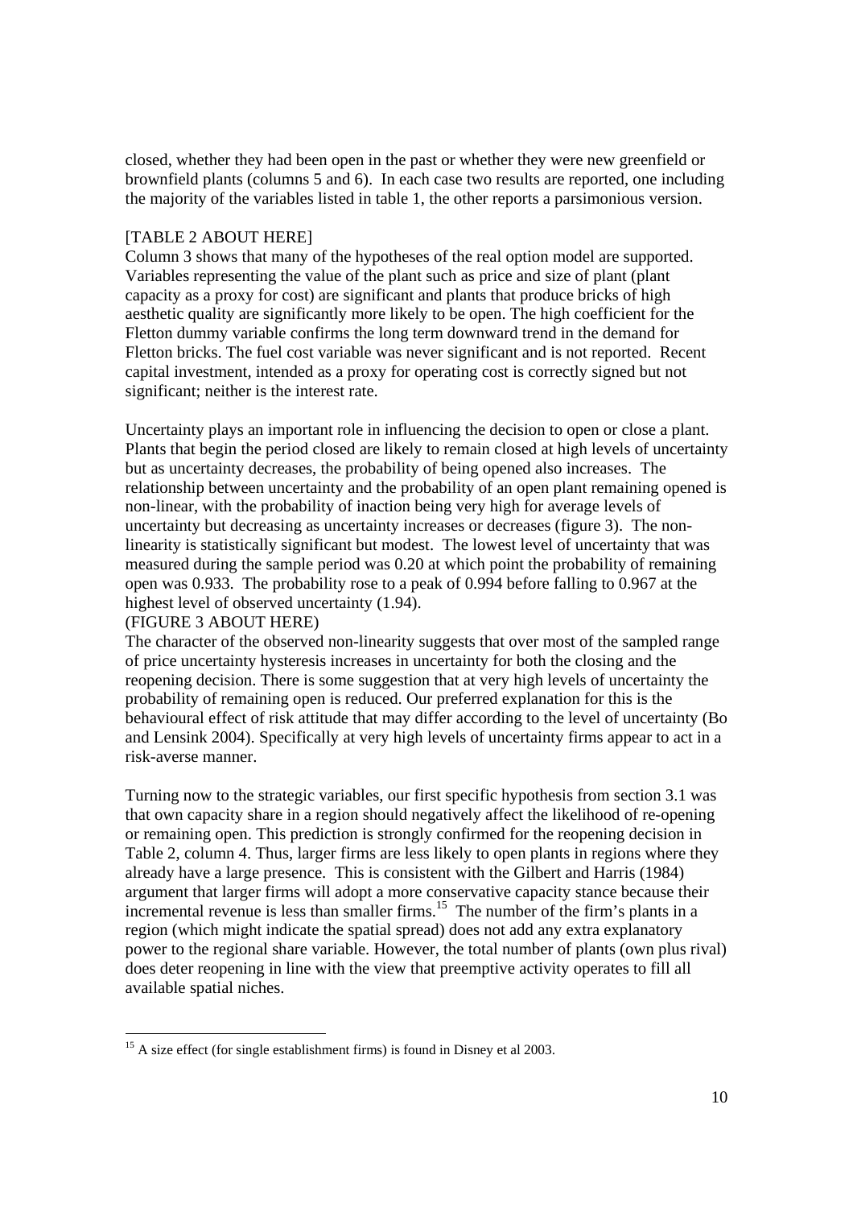closed, whether they had been open in the past or whether they were new greenfield or brownfield plants (columns 5 and 6). In each case two results are reported, one including the majority of the variables listed in table 1, the other reports a parsimonious version.

[TABLE 2 ABOUT HERE]

Column 3 shows that many of the hypotheses of the real option model are supported. Variables representing the value of the plant such as price and size of plant (plant capacity as a proxy for cost) are significant and plants that produce bricks of high aesthetic quality are significantly more likely to be open. The high coefficient for the Fletton dummy variable confirms the long term downward trend in the demand for Fletton bricks. The fuel cost variable was never significant and is not reported. Recent capital investment, intended as a proxy for operating cost is correctly signed but not significant; neither is the interest rate.

Uncertainty plays an important role in influencing the decision to open or close a plant. Plants that begin the period closed are likely to remain closed at high levels of uncertainty but as uncertainty decreases, the probability of being opened also increases. The relationship between uncertainty and the probability of an open plant remaining opened is non-linear, with the probability of inaction being very high for average levels of uncertainty but decreasing as uncertainty increases or decreases (figure 3). The non-linearity is statistically significant but modest. The lowest level of uncertainty that was measured during the sample period was 0.20 at which point the probability of remaining open was 0.933. The probability rose to a peak of 0.994 before falling to 0.967 at the highest level of observed uncertainty (1.94).

(FIGURE 3 ABOUT HERE)

The character of the observed non-linearity suggests that over most of the sampled range of price uncertainty hysteresis increases in uncertainty for both the closing and the reopening decision. There is some suggestion that at very high levels of uncertainty the probability of remaining open is reduced. Our preferred explanation for this is the behavioural effect of risk attitude that may differ according to the level of uncertainty (Bo and Lensink 2004). Specifically at very high levels of uncertainty firms appear to act in a risk-averse manner.

Turning now to the strategic variables, our first specific hypothesis from section 3.1 was that own capacity share in a region should negatively affect the likelihood of re-opening or remaining open. This prediction is strongly confirmed for the reopening decision in Table 2, column 4. Thus, larger firms are less likely to open plants in regions where they already have a large presence. This is consistent with the Gilbert and Harris (1984) argument that larger firms will adopt a more conservative capacity stance because their incremental revenue is less than smaller firms.[15] The number of the firm's plants in a region (which might indicate the spatial spread) does not add any extra explanatory power to the regional share variable. However, the total number of plants (own plus rival) does deter reopening in line with the view that preemptive activity operates to fill all available spatial niches.

[15] A size effect (for single establishment firms) is found in Disney et al 2003.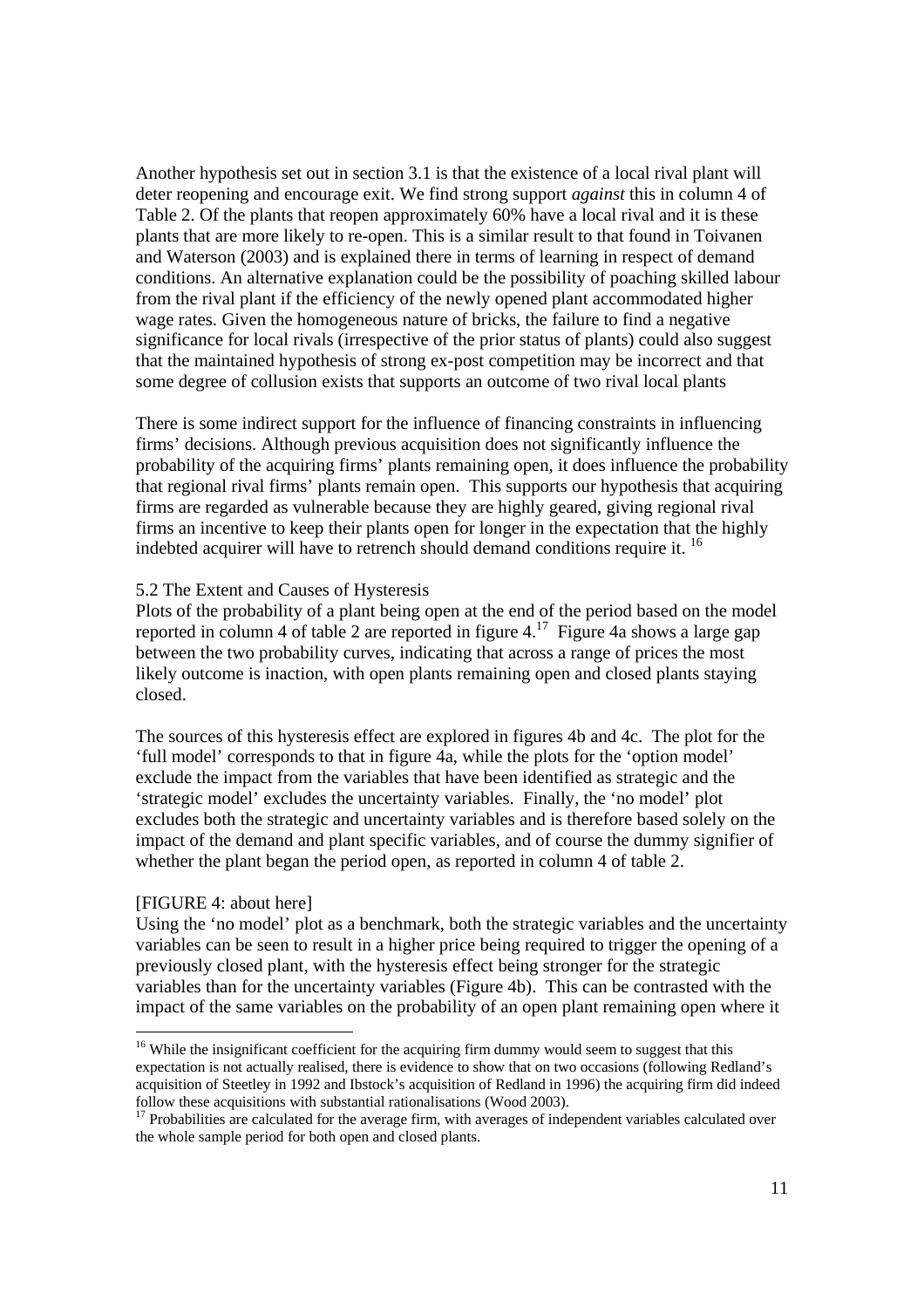Another hypothesis set out in section 3.1 is that the existence of a local rival plant will deter reopening and encourage exit. We find strong support *against* this in column 4 of Table 2. Of the plants that reopen approximately 60% have a local rival and it is these plants that are more likely to re-open. This is a similar result to that found in Toivanen and Waterson (2003) and is explained there in terms of learning in respect of demand conditions. An alternative explanation could be the possibility of poaching skilled labour from the rival plant if the efficiency of the newly opened plant accommodated higher wage rates. Given the homogeneous nature of bricks, the failure to find a negative significance for local rivals (irrespective of the prior status of plants) could also suggest that the maintained hypothesis of strong ex-post competition may be incorrect and that some degree of collusion exists that supports an outcome of two rival local plants

There is some indirect support for the influence of financing constraints in influencing firms' decisions. Although previous acquisition does not significantly influence the probability of the acquiring firms' plants remaining open, it does influence the probability that regional rival firms' plants remain open. This supports our hypothesis that acquiring firms are regarded as vulnerable because they are highly geared, giving regional rival firms an incentive to keep their plants open for longer in the expectation that the highly indebted acquirer will have to retrench should demand conditions require it. [16]

5.2 The Extent and Causes of Hysteresis

Plots of the probability of a plant being open at the end of the period based on the model reported in column 4 of table 2 are reported in figure 4.[17] Figure 4a shows a large gap between the two probability curves, indicating that across a range of prices the most likely outcome is inaction, with open plants remaining open and closed plants staying closed.

The sources of this hysteresis effect are explored in figures 4b and 4c. The plot for the 'full model' corresponds to that in figure 4a, while the plots for the 'option model' exclude the impact from the variables that have been identified as strategic and the 'strategic model' excludes the uncertainty variables. Finally, the 'no model' plot excludes both the strategic and uncertainty variables and is therefore based solely on the impact of the demand and plant specific variables, and of course the dummy signifier of whether the plant began the period open, as reported in column 4 of table 2.

[FIGURE 4: about here]

Using the 'no model' plot as a benchmark, both the strategic variables and the uncertainty variables can be seen to result in a higher price being required to trigger the opening of a previously closed plant, with the hysteresis effect being stronger for the strategic variables than for the uncertainty variables (Figure 4b). This can be contrasted with the impact of the same variables on the probability of an open plant remaining open where it

[16] While the insignificant coefficient for the acquiring firm dummy would seem to suggest that this expectation is not actually realised, there is evidence to show that on two occasions (following Redland's acquisition of Steetley in 1992 and Ibstock's acquisition of Redland in 1996) the acquiring firm did indeed follow these acquisitions with substantial rationalisations (Wood 2003).

[17] Probabilities are calculated for the average firm, with averages of independent variables calculated over the whole sample period for both open and closed plants.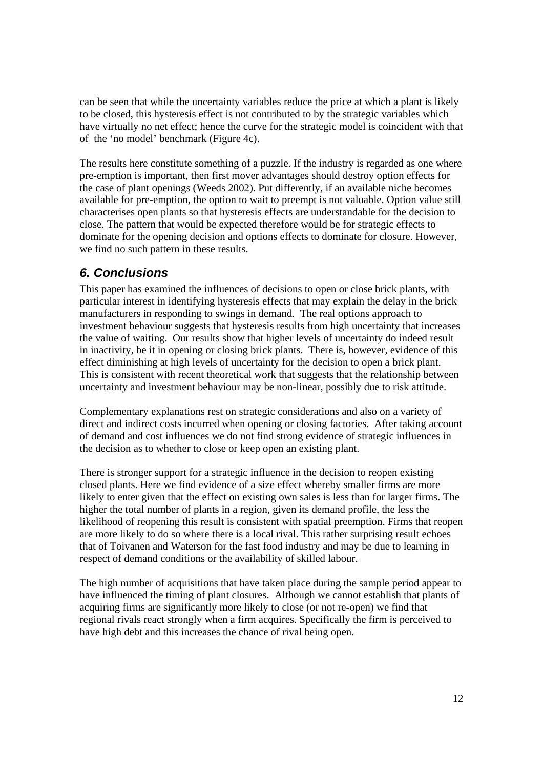can be seen that while the uncertainty variables reduce the price at which a plant is likely to be closed, this hysteresis effect is not contributed to by the strategic variables which have virtually no net effect; hence the curve for the strategic model is coincident with that of the 'no model' benchmark (Figure 4c).

The results here constitute something of a puzzle. If the industry is regarded as one where pre-emption is important, then first mover advantages should destroy option effects for the case of plant openings (Weeds 2002). Put differently, if an available niche becomes available for pre-emption, the option to wait to preempt is not valuable. Option value still characterises open plants so that hysteresis effects are understandable for the decision to close. The pattern that would be expected therefore would be for strategic effects to dominate for the opening decision and options effects to dominate for closure. However, we find no such pattern in these results.

## *6. Conclusions*

This paper has examined the influences of decisions to open or close brick plants, with particular interest in identifying hysteresis effects that may explain the delay in the brick manufacturers in responding to swings in demand. The real options approach to investment behaviour suggests that hysteresis results from high uncertainty that increases the value of waiting. Our results show that higher levels of uncertainty do indeed result in inactivity, be it in opening or closing brick plants. There is, however, evidence of this effect diminishing at high levels of uncertainty for the decision to open a brick plant. This is consistent with recent theoretical work that suggests that the relationship between uncertainty and investment behaviour may be non-linear, possibly due to risk attitude.

Complementary explanations rest on strategic considerations and also on a variety of direct and indirect costs incurred when opening or closing factories. After taking account of demand and cost influences we do not find strong evidence of strategic influences in the decision as to whether to close or keep open an existing plant.

There is stronger support for a strategic influence in the decision to reopen existing closed plants. Here we find evidence of a size effect whereby smaller firms are more likely to enter given that the effect on existing own sales is less than for larger firms. The higher the total number of plants in a region, given its demand profile, the less the likelihood of reopening this result is consistent with spatial preemption. Firms that reopen are more likely to do so where there is a local rival. This rather surprising result echoes that of Toivanen and Waterson for the fast food industry and may be due to learning in respect of demand conditions or the availability of skilled labour.

The high number of acquisitions that have taken place during the sample period appear to have influenced the timing of plant closures. Although we cannot establish that plants of acquiring firms are significantly more likely to close (or not re-open) we find that regional rivals react strongly when a firm acquires. Specifically the firm is perceived to have high debt and this increases the chance of rival being open.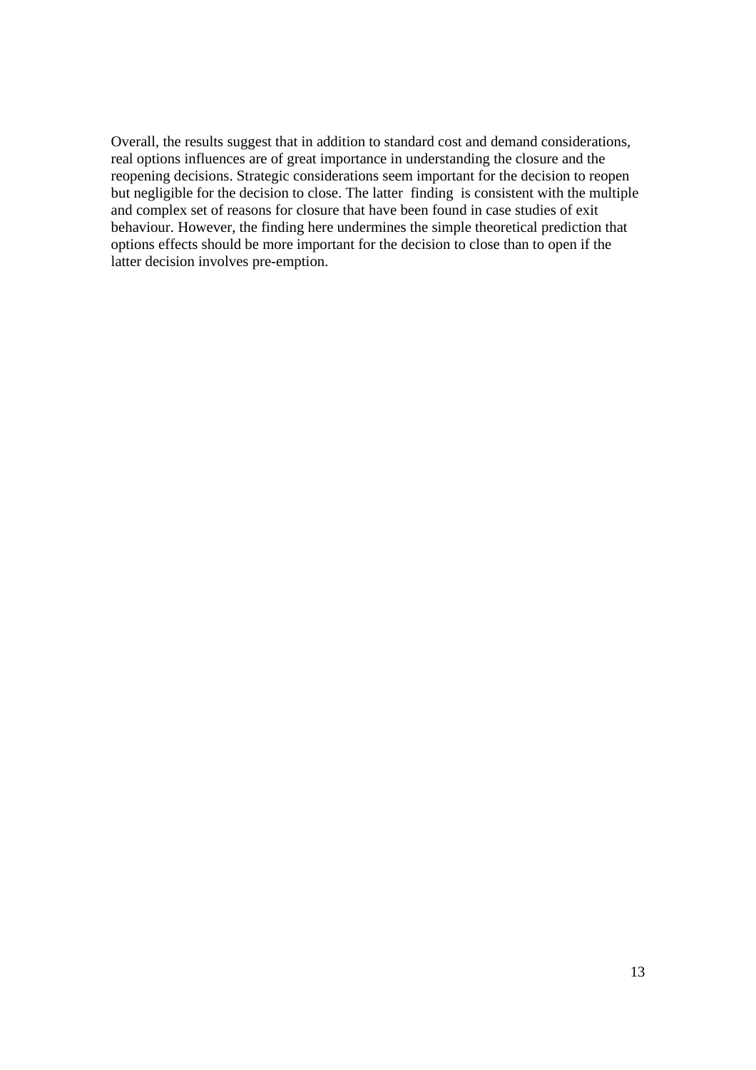Overall, the results suggest that in addition to standard cost and demand considerations, real options influences are of great importance in understanding the closure and the reopening decisions. Strategic considerations seem important for the decision to reopen but negligible for the decision to close. The latter finding is consistent with the multiple and complex set of reasons for closure that have been found in case studies of exit behaviour. However, the finding here undermines the simple theoretical prediction that options effects should be more important for the decision to close than to open if the latter decision involves pre-emption.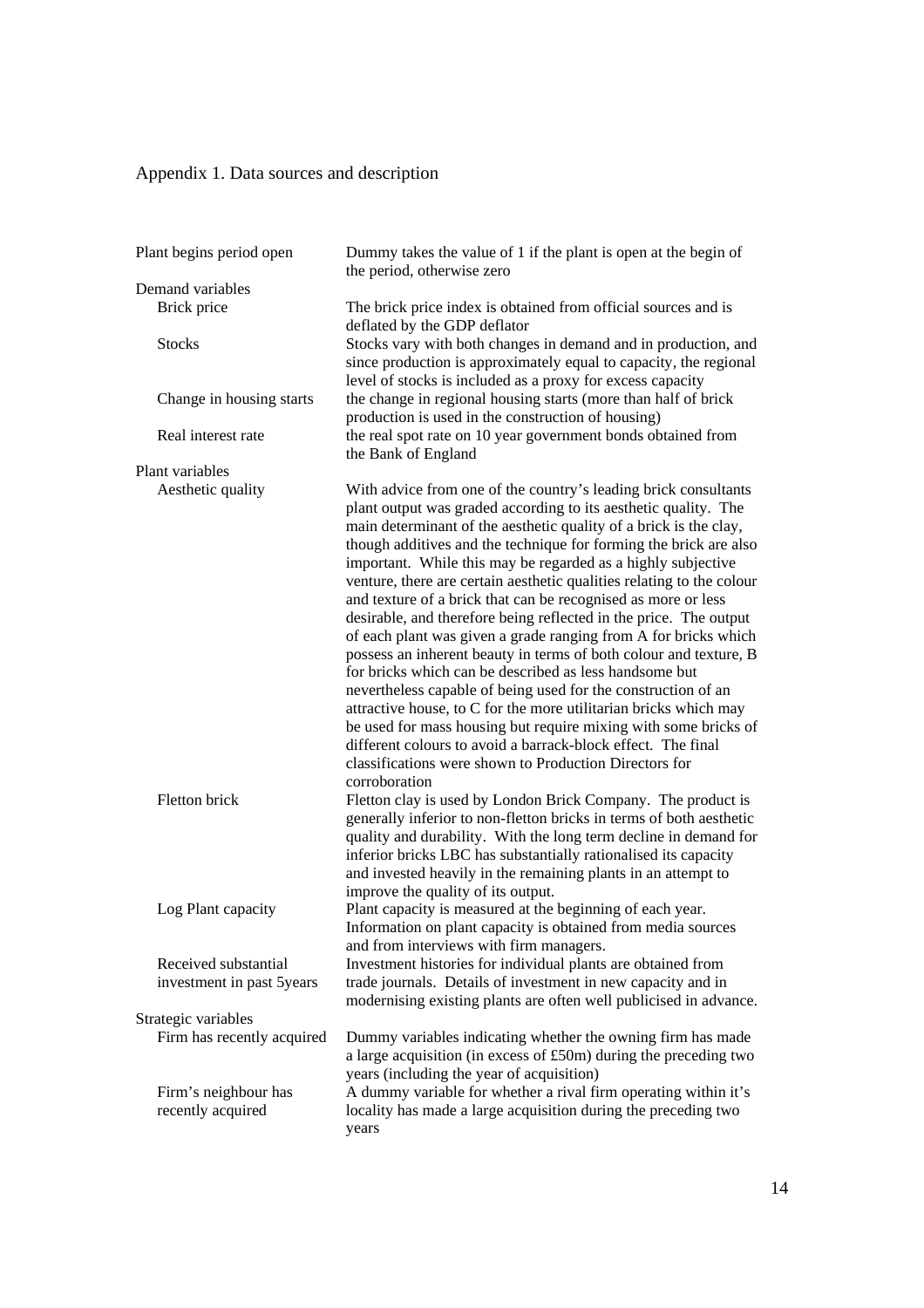# Appendix 1. Data sources and description

| Variable | Description |
|---|---|
| Plant begins period open | Dummy takes the value of 1 if the plant is open at the begin of the period, otherwise zero |
| Demand variables | |
| Brick price | The brick price index is obtained from official sources and is deflated by the GDP deflator |
| Stocks | Stocks vary with both changes in demand and in production, and since production is approximately equal to capacity, the regional level of stocks is included as a proxy for excess capacity |
| Change in housing starts | the change in regional housing starts (more than half of brick production is used in the construction of housing) |
| Real interest rate | the real spot rate on 10 year government bonds obtained from the Bank of England |
| Plant variables | |
| Aesthetic quality | With advice from one of the country's leading brick consultants plant output was graded according to its aesthetic quality. The main determinant of the aesthetic quality of a brick is the clay, though additives and the technique for forming the brick are also important. While this may be regarded as a highly subjective venture, there are certain aesthetic qualities relating to the colour and texture of a brick that can be recognised as more or less desirable, and therefore being reflected in the price. The output of each plant was given a grade ranging from A for bricks which possess an inherent beauty in terms of both colour and texture, B for bricks which can be described as less handsome but nevertheless capable of being used for the construction of an attractive house, to C for the more utilitarian bricks which may be used for mass housing but require mixing with some bricks of different colours to avoid a barrack-block effect. The final classifications were shown to Production Directors for corroboration |
| Fletton brick | Fletton clay is used by London Brick Company. The product is generally inferior to non-fletton bricks in terms of both aesthetic quality and durability. With the long term decline in demand for inferior bricks LBC has substantially rationalised its capacity and invested heavily in the remaining plants in an attempt to improve the quality of its output. |
| Log Plant capacity | Plant capacity is measured at the beginning of each year. Information on plant capacity is obtained from media sources and from interviews with firm managers. |
| Received substantial investment in past 5years | Investment histories for individual plants are obtained from trade journals. Details of investment in new capacity and in modernising existing plants are often well publicised in advance. |
| Strategic variables | |
| Firm has recently acquired | Dummy variables indicating whether the owning firm has made a large acquisition (in excess of £50m) during the preceding two years (including the year of acquisition) |
| Firm's neighbour has recently acquired | A dummy variable for whether a rival firm operating within it's locality has made a large acquisition during the preceding two years |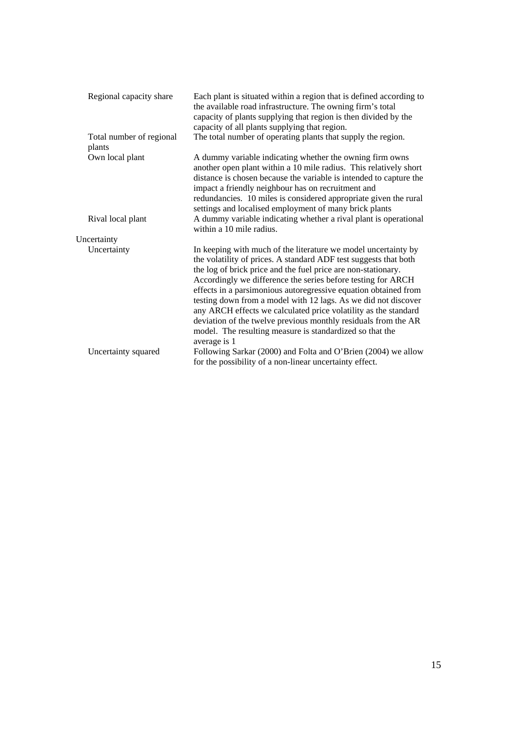| | |
|---|---|
| Regional capacity share | Each plant is situated within a region that is defined according to the available road infrastructure. The owning firm's total capacity of plants supplying that region is then divided by the capacity of all plants supplying that region. |
| Total number of regional plants | The total number of operating plants that supply the region. |
| Own local plant | A dummy variable indicating whether the owning firm owns another open plant within a 10 mile radius. This relatively short distance is chosen because the variable is intended to capture the impact a friendly neighbour has on recruitment and redundancies. 10 miles is considered appropriate given the rural settings and localised employment of many brick plants |
| Rival local plant | A dummy variable indicating whether a rival plant is operational within a 10 mile radius. |
| Uncertainty | |
| Uncertainty | In keeping with much of the literature we model uncertainty by the volatility of prices. A standard ADF test suggests that both the log of brick price and the fuel price are non-stationary. Accordingly we difference the series before testing for ARCH effects in a parsimonious autoregressive equation obtained from testing down from a model with 12 lags. As we did not discover any ARCH effects we calculated price volatility as the standard deviation of the twelve previous monthly residuals from the AR model. The resulting measure is standardized so that the average is 1 |
| Uncertainty squared | Following Sarkar (2000) and Folta and O'Brien (2004) we allow for the possibility of a non-linear uncertainty effect. |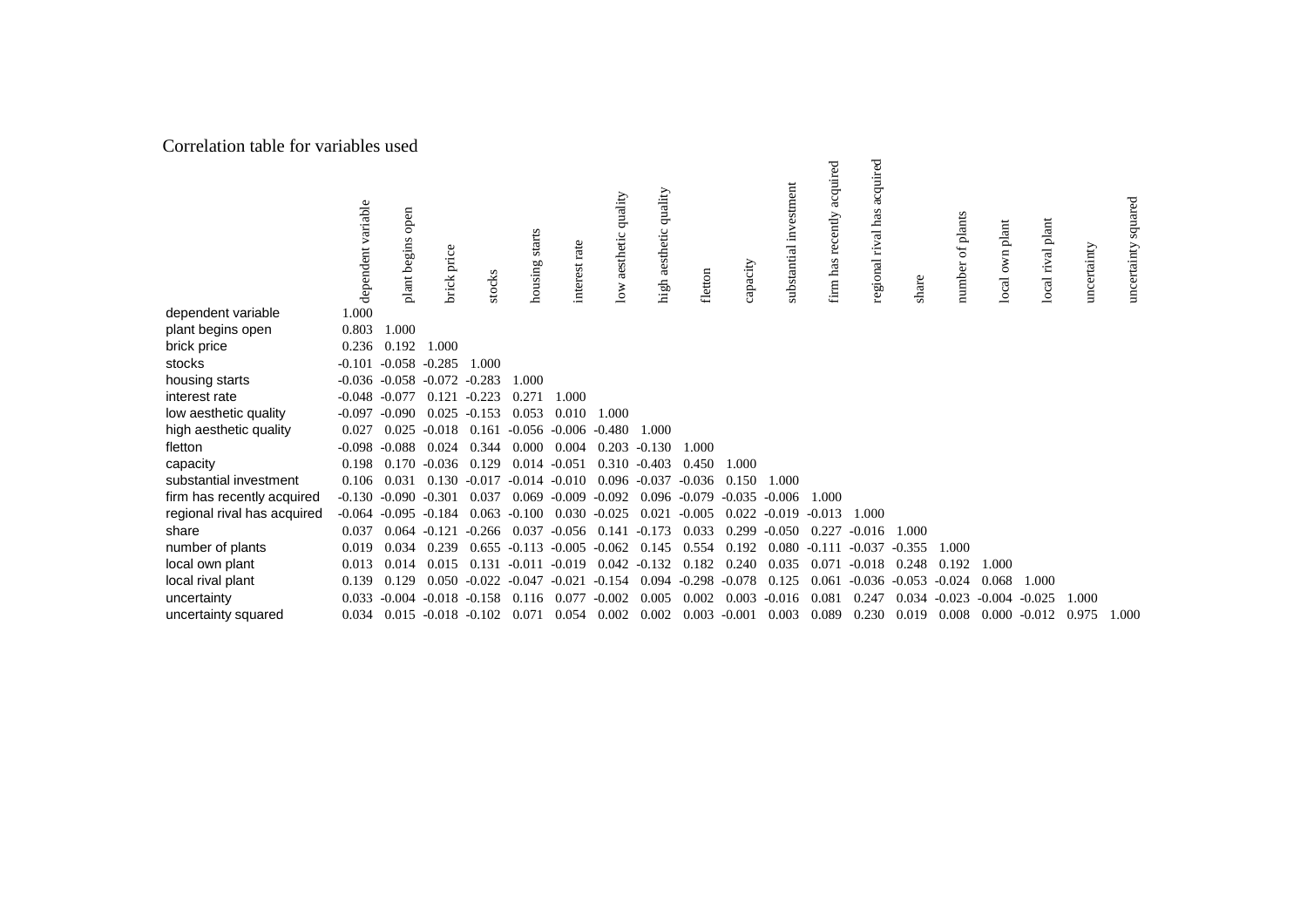Correlation table for variables used

| | dependent variable | plant begins open | brick price | stocks | housing starts | interest rate | low aesthetic quality | high aesthetic quality | fletton | capacity | substantial investment | firm has recently acquired | regional rival has acquired | share | number of plants | local own plant | local rival plant | uncertainty | uncertainty squared |
|---|---|---|---|---|---|---|---|---|---|---|---|---|---|---|---|---|---|---|---|
| dependent variable | 1.000 | | | | | | | | | | | | | | | | | | |
| plant begins open | 0.803 | 1.000 | | | | | | | | | | | | | | | | | |
| brick price | 0.236 | 0.192 | 1.000 | | | | | | | | | | | | | | | | |
| stocks | -0.101 | -0.058 | -0.285 | 1.000 | | | | | | | | | | | | | | | |
| housing starts | -0.036 | -0.058 | -0.072 | -0.283 | 1.000 | | | | | | | | | | | | | | |
| interest rate | -0.048 | -0.077 | 0.121 | -0.223 | 0.271 | 1.000 | | | | | | | | | | | | | |
| low aesthetic quality | -0.097 | -0.090 | 0.025 | -0.153 | 0.053 | 0.010 | 1.000 | | | | | | | | | | | | |
| high aesthetic quality | 0.027 | 0.025 | -0.018 | 0.161 | -0.056 | -0.006 | -0.480 | 1.000 | | | | | | | | | | | |
| fletton | -0.098 | -0.088 | 0.024 | 0.344 | 0.000 | 0.004 | 0.203 | -0.130 | 1.000 | | | | | | | | | | |
| capacity | 0.198 | 0.170 | -0.036 | 0.129 | 0.014 | -0.051 | 0.310 | -0.403 | 0.450 | 1.000 | | | | | | | | | |
| substantial investment | 0.106 | 0.031 | 0.130 | -0.017 | -0.014 | -0.010 | 0.096 | -0.037 | -0.036 | 0.150 | 1.000 | | | | | | | | |
| firm has recently acquired | -0.130 | -0.090 | -0.301 | 0.037 | 0.069 | -0.009 | -0.092 | 0.096 | -0.079 | -0.035 | -0.006 | 1.000 | | | | | | | |
| regional rival has acquired | -0.064 | -0.095 | -0.184 | 0.063 | -0.100 | 0.030 | -0.025 | 0.021 | -0.005 | 0.022 | -0.019 | -0.013 | 1.000 | | | | | | |
| share | 0.037 | 0.064 | -0.121 | -0.266 | 0.037 | -0.056 | 0.141 | -0.173 | 0.033 | 0.299 | -0.050 | 0.227 | -0.016 | 1.000 | | | | | |
| number of plants | 0.019 | 0.034 | 0.239 | 0.655 | -0.113 | -0.005 | -0.062 | 0.145 | 0.554 | 0.192 | 0.080 | -0.111 | -0.037 | -0.355 | 1.000 | | | | |
| local own plant | 0.013 | 0.014 | 0.015 | 0.131 | -0.011 | -0.019 | 0.042 | -0.132 | 0.182 | 0.240 | 0.035 | 0.071 | -0.018 | 0.248 | 0.192 | 1.000 | | | |
| local rival plant | 0.139 | 0.129 | 0.050 | -0.022 | -0.047 | -0.021 | -0.154 | 0.094 | -0.298 | -0.078 | 0.125 | 0.061 | -0.036 | -0.053 | -0.024 | 0.068 | 1.000 | | |
| uncertainty | 0.033 | -0.004 | -0.018 | -0.158 | 0.116 | 0.077 | -0.002 | 0.005 | 0.002 | 0.003 | -0.016 | 0.081 | 0.247 | 0.034 | -0.023 | -0.004 | -0.025 | 1.000 | |
| uncertainty squared | 0.034 | 0.015 | -0.018 | -0.102 | 0.071 | 0.054 | 0.002 | 0.002 | 0.003 | -0.001 | 0.003 | 0.089 | 0.230 | 0.019 | 0.008 | 0.000 | -0.012 | 0.975 | 1.000 |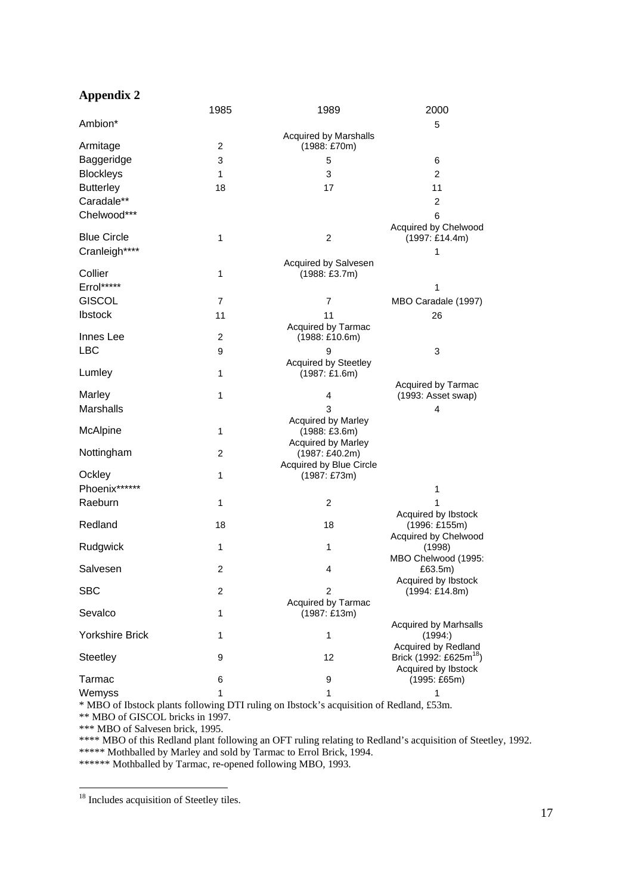## Appendix 2

| | 1985 | 1989 | 2000 |
|---|---|---|---|
| Ambion* | | | 5 |
| Armitage | 2 | Acquired by Marshalls (1988: £70m) | |
| Baggeridge | 3 | 5 | 6 |
| Blockleys | 1 | 3 | 2 |
| Butterley | 18 | 17 | 11 |
| Caradale** | | | 2 |
| Chelwood*** | | | 6 |
| Blue Circle | 1 | 2 | Acquired by Chelwood (1997: £14.4m) |
| Cranleigh**** | | | 1 |
| Collier | 1 | Acquired by Salvesen (1988: £3.7m) | |
| Errol***** | | | 1 |
| GISCOL | 7 | 7 | MBO Caradale (1997) |
| Ibstock | 11 | 11 | 26 |
| Innes Lee | 2 | Acquired by Tarmac (1988: £10.6m) | |
| LBC | 9 | 9 | 3 |
| Lumley | 1 | Acquired by Steetley (1987: £1.6m) | |
| Marley | 1 | 4 | Acquired by Tarmac (1993: Asset swap) |
| Marshalls | | 3 | 4 |
| McAlpine | 1 | Acquired by Marley (1988: £3.6m) | |
| Nottingham | 2 | Acquired by Marley (1987: £40.2m) | |
| Ockley | 1 | Acquired by Blue Circle (1987: £73m) | |
| Phoenix****** | | | 1 |
| Raeburn | 1 | 2 | 1 |
| Redland | 18 | 18 | Acquired by Ibstock (1996: £155m) |
| Rudgwick | 1 | 1 | Acquired by Chelwood (1998) |
| Salvesen | 2 | 4 | MBO Chelwood (1995: £63.5m) |
| SBC | 2 | 2 | Acquired by Ibstock (1994: £14.8m) |
| Sevalco | 1 | Acquired by Tarmac (1987: £13m) | |
| Yorkshire Brick | 1 | 1 | Acquired by Marhsalls (1994:) |
| Steetley | 9 | 12 | Acquired by Redland Brick (1992: £625m[18]) |
| Tarmac | 6 | 9 | Acquired by Ibstock (1995: £65m) |
| Wemyss | 1 | 1 | 1 |

\* MBO of Ibstock plants following DTI ruling on Ibstock's acquisition of Redland, £53m.
** MBO of GISCOL bricks in 1997.
*** MBO of Salvesen brick, 1995.
**** MBO of this Redland plant following an OFT ruling relating to Redland's acquisition of Steetley, 1992.
***** Mothballed by Marley and sold by Tarmac to Errol Brick, 1994.
****** Mothballed by Tarmac, re-opened following MBO, 1993.

[18] Includes acquisition of Steetley tiles.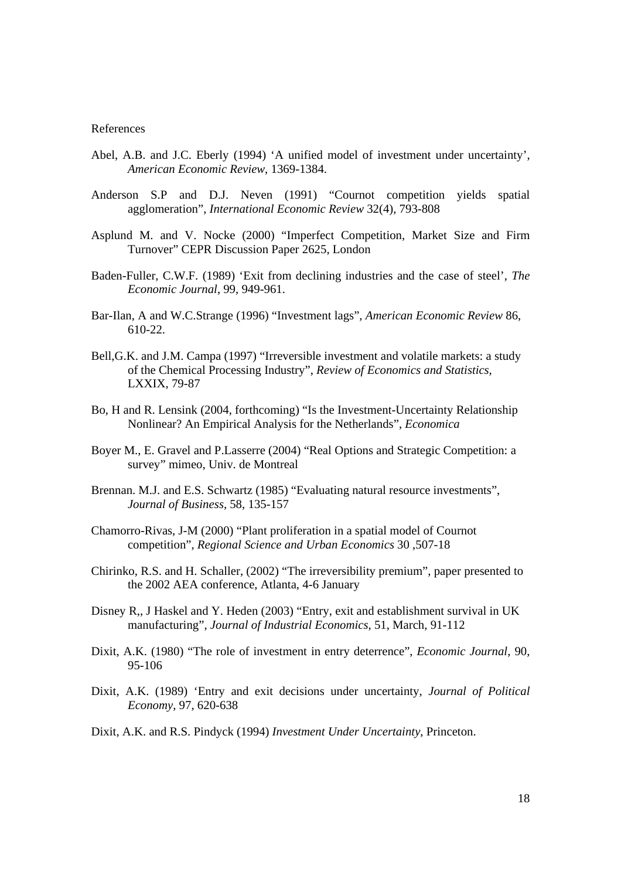References

Abel, A.B. and J.C. Eberly (1994) ‘A unified model of investment under uncertainty’, *American Economic Review*, 1369-1384.

Anderson S.P and D.J. Neven (1991) “Cournot competition yields spatial agglomeration”, *International Economic Review* 32(4), 793-808

Asplund M. and V. Nocke (2000) “Imperfect Competition, Market Size and Firm Turnover” CEPR Discussion Paper 2625, London

Baden-Fuller, C.W.F. (1989) ‘Exit from declining industries and the case of steel’, *The Economic Journal*, 99, 949-961.

Bar-Ilan, A and W.C.Strange (1996) “Investment lags”, *American Economic Review* 86, 610-22.

Bell,G.K. and J.M. Campa (1997) “Irreversible investment and volatile markets: a study of the Chemical Processing Industry”, *Review of Economics and Statistics*, LXXIX, 79-87

Bo, H and R. Lensink (2004, forthcoming) “Is the Investment-Uncertainty Relationship Nonlinear? An Empirical Analysis for the Netherlands”, *Economica*

Boyer M., E. Gravel and P.Lasserre (2004) “Real Options and Strategic Competition: a survey” mimeo, Univ. de Montreal

Brennan. M.J. and E.S. Schwartz (1985) “Evaluating natural resource investments”, *Journal of Business*, 58, 135-157

Chamorro-Rivas, J-M (2000) “Plant proliferation in a spatial model of Cournot competition”, *Regional Science and Urban Economics* 30 ,507-18

Chirinko, R.S. and H. Schaller, (2002) “The irreversibility premium”, paper presented to the 2002 AEA conference, Atlanta, 4-6 January

Disney R,, J Haskel and Y. Heden (2003) “Entry, exit and establishment survival in UK manufacturing”, *Journal of Industrial Economics*, 51, March, 91-112

Dixit, A.K. (1980) “The role of investment in entry deterrence”, *Economic Journal*, 90, 95-106

Dixit, A.K. (1989) ‘Entry and exit decisions under uncertainty, *Journal of Political Economy*, 97, 620-638

Dixit, A.K. and R.S. Pindyck (1994) *Investment Under Uncertainty*, Princeton.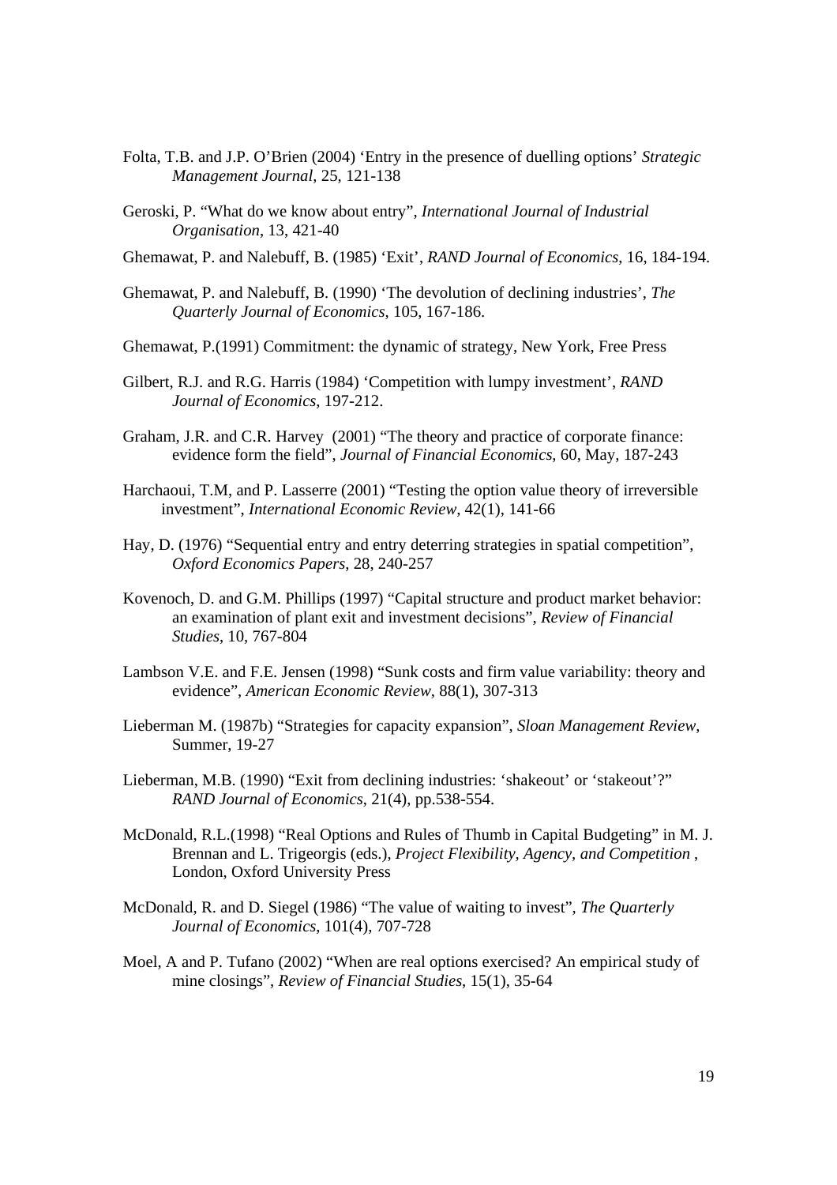Folta, T.B. and J.P. O'Brien (2004) 'Entry in the presence of duelling options' *Strategic Management Journal*, 25, 121-138

Geroski, P. "What do we know about entry", *International Journal of Industrial Organisation*, 13, 421-40

Ghemawat, P. and Nalebuff, B. (1985) 'Exit', *RAND Journal of Economics*, 16, 184-194.

Ghemawat, P. and Nalebuff, B. (1990) 'The devolution of declining industries', *The Quarterly Journal of Economics*, 105, 167-186.

Ghemawat, P.(1991) Commitment: the dynamic of strategy, New York, Free Press

Gilbert, R.J. and R.G. Harris (1984) 'Competition with lumpy investment', *RAND Journal of Economics*, 197-212.

Graham, J.R. and C.R. Harvey (2001) "The theory and practice of corporate finance: evidence form the field", *Journal of Financial Economics*, 60, May, 187-243

Harchaoui, T.M, and P. Lasserre (2001) "Testing the option value theory of irreversible investment", *International Economic Review*, 42(1), 141-66

Hay, D. (1976) "Sequential entry and entry deterring strategies in spatial competition", *Oxford Economics Papers*, 28, 240-257

Kovenoch, D. and G.M. Phillips (1997) "Capital structure and product market behavior: an examination of plant exit and investment decisions", *Review of Financial Studies*, 10, 767-804

Lambson V.E. and F.E. Jensen (1998) "Sunk costs and firm value variability: theory and evidence", *American Economic Review*, 88(1), 307-313

Lieberman M. (1987b) "Strategies for capacity expansion", *Sloan Management Review*, Summer, 19-27

Lieberman, M.B. (1990) "Exit from declining industries: 'shakeout' or 'stakeout'?" *RAND Journal of Economics*, 21(4), pp.538-554.

McDonald, R.L.(1998) "Real Options and Rules of Thumb in Capital Budgeting" in M. J. Brennan and L. Trigeorgis (eds.), *Project Flexibility, Agency, and Competition* , London, Oxford University Press

McDonald, R. and D. Siegel (1986) "The value of waiting to invest", *The Quarterly Journal of Economics*, 101(4), 707-728

Moel, A and P. Tufano (2002) "When are real options exercised? An empirical study of mine closings", *Review of Financial Studies*, 15(1), 35-64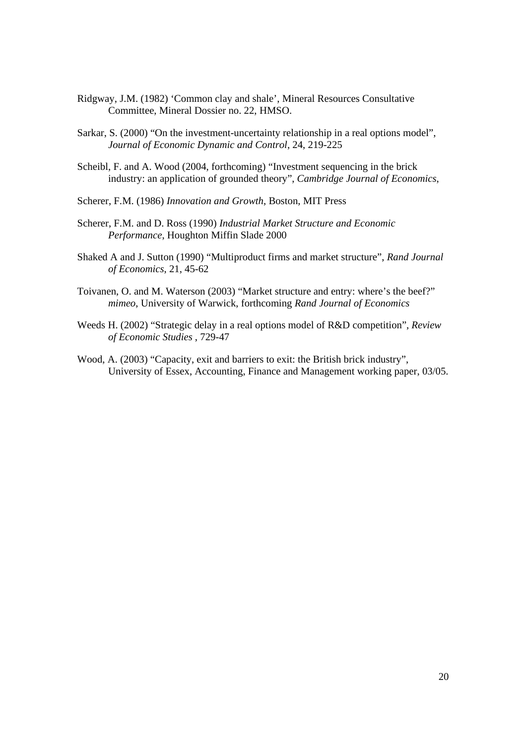Ridgway, J.M. (1982) 'Common clay and shale', Mineral Resources Consultative Committee, Mineral Dossier no. 22, HMSO.

Sarkar, S. (2000) "On the investment-uncertainty relationship in a real options model", *Journal of Economic Dynamic and Control*, 24, 219-225

Scheibl, F. and A. Wood (2004, forthcoming) "Investment sequencing in the brick industry: an application of grounded theory", *Cambridge Journal of Economics*,

Scherer, F.M. (1986) *Innovation and Growth*, Boston, MIT Press

Scherer, F.M. and D. Ross (1990) *Industrial Market Structure and Economic Performance*, Houghton Miffin Slade 2000

Shaked A and J. Sutton (1990) "Multiproduct firms and market structure", *Rand Journal of Economics*, 21, 45-62

Toivanen, O. and M. Waterson (2003) "Market structure and entry: where's the beef?" *mimeo*, University of Warwick, forthcoming *Rand Journal of Economics*

Weeds H. (2002) "Strategic delay in a real options model of R&D competition", *Review of Economic Studies* , 729-47

Wood, A. (2003) "Capacity, exit and barriers to exit: the British brick industry", University of Essex, Accounting, Finance and Management working paper, 03/05.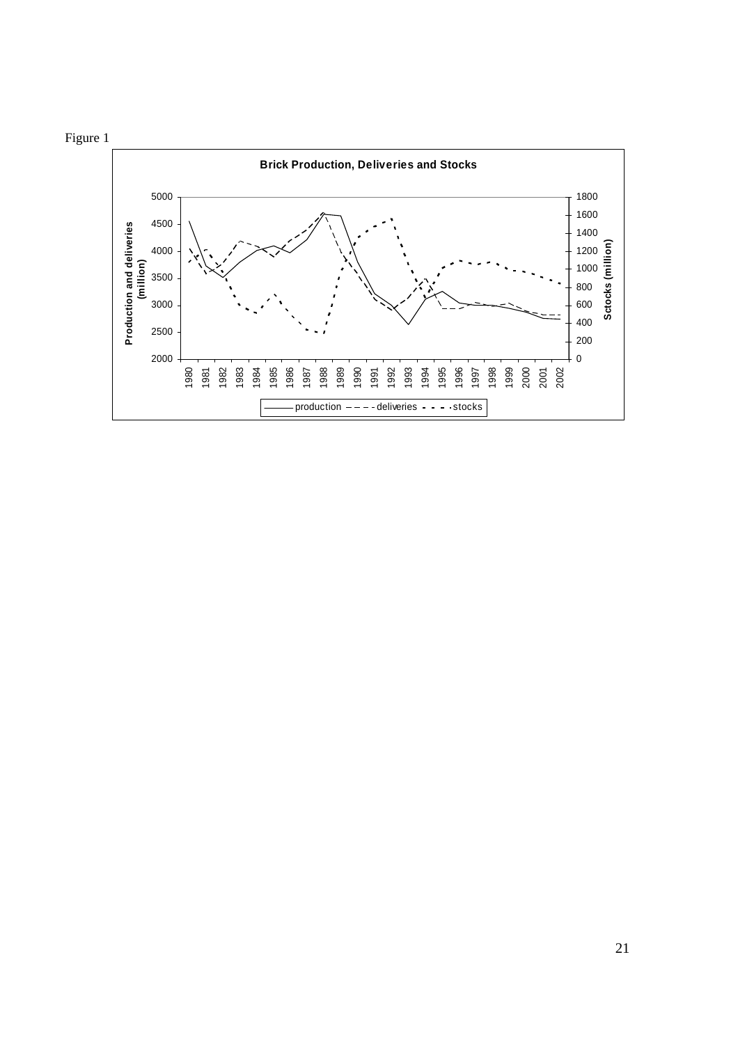Figure 1

Brick Production, Deliveries and Stocks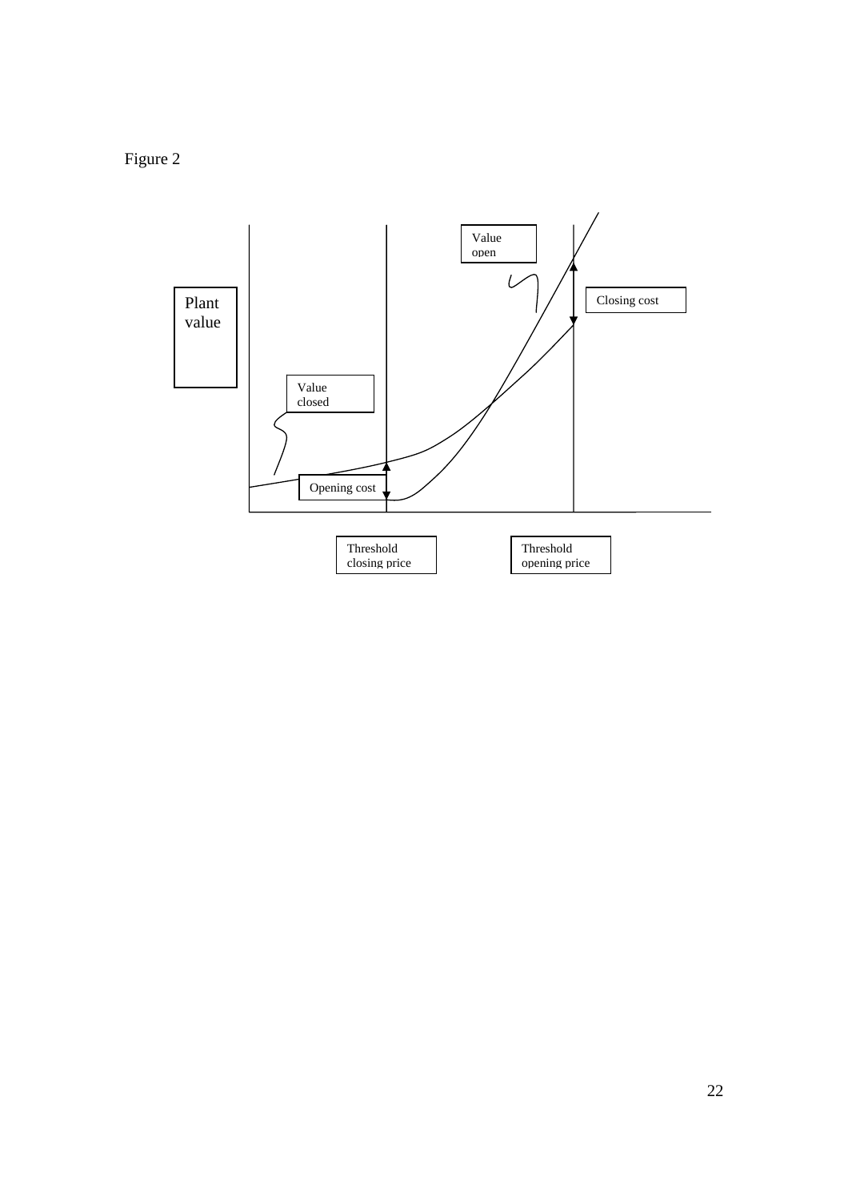Figure 2

Plant value

Value open

Closing cost

Value closed

Opening cost

Threshold closing price

Threshold opening price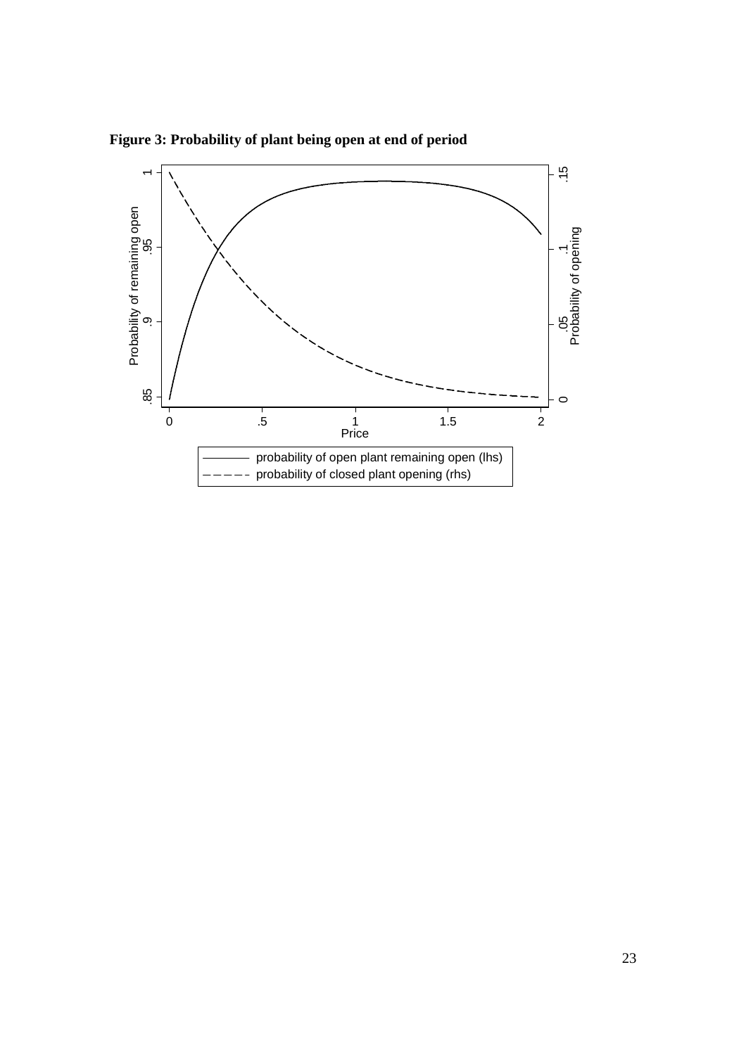**Figure 3: Probability of plant being open at end of period**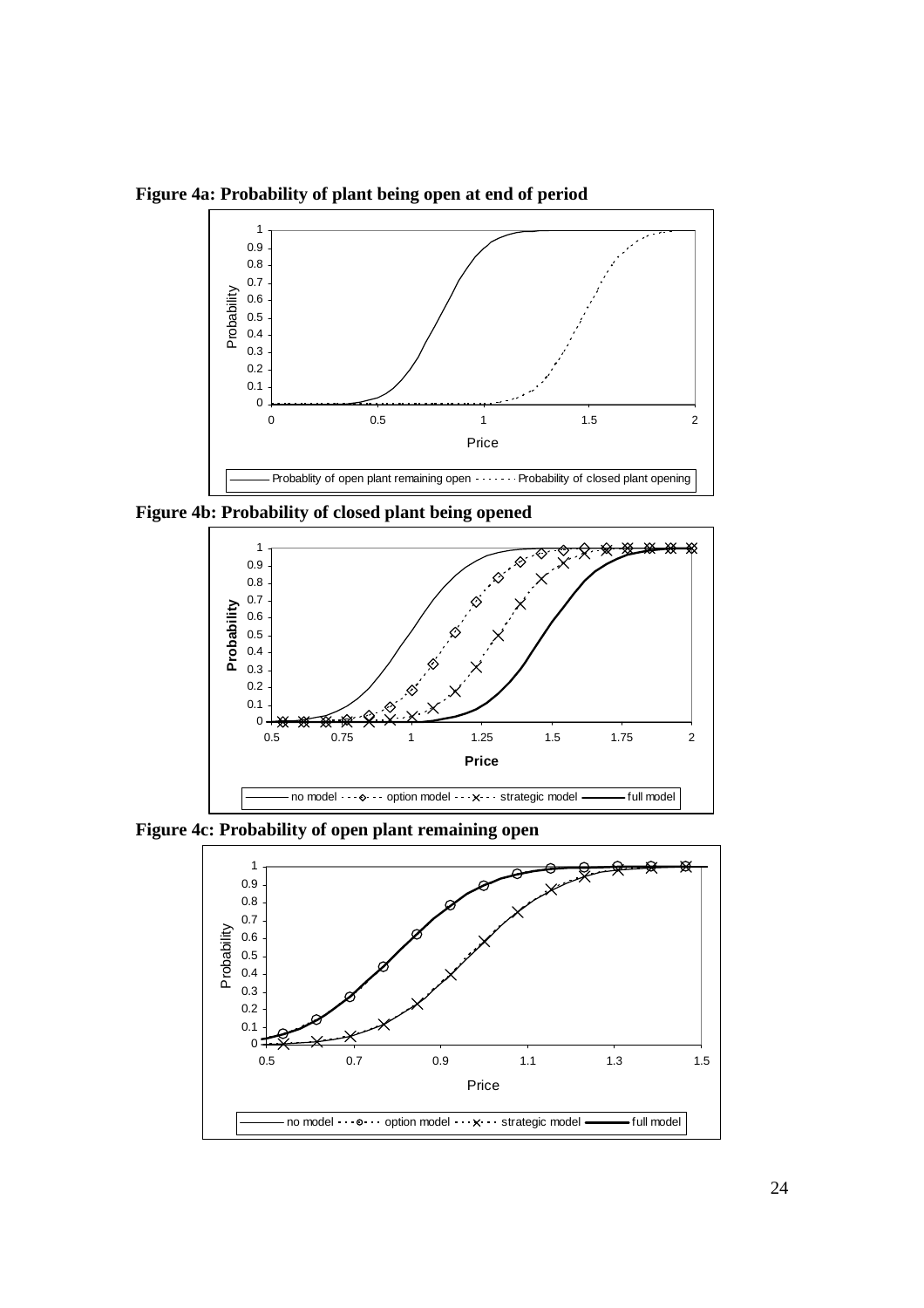**Figure 4a: Probability of plant being open at end of period**

**Figure 4b: Probability of closed plant being opened**

**Figure 4c: Probability of open plant remaining open**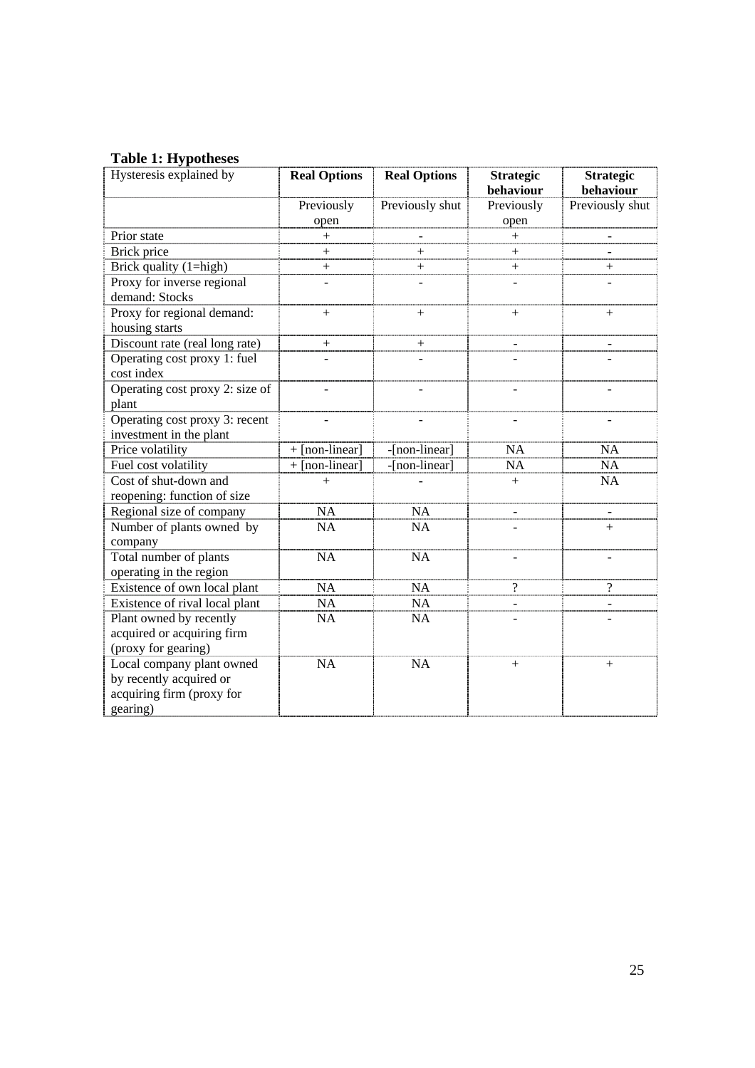**Table 1: Hypotheses**

| Hysteresis explained by | **Real Options** | **Real Options** | **Strategic behaviour** | **Strategic behaviour** |
|---|---|---|---|---|
| | Previously open | Previously shut | Previously open | Previously shut |
| Prior state | + | - | + | - |
| Brick price | + | + | + | - |
| Brick quality (1=high) | + | + | + | + |
| Proxy for inverse regional demand: Stocks | - | - | - | - |
| Proxy for regional demand: housing starts | + | + | + | + |
| Discount rate (real long rate) | + | + | - | - |
| Operating cost proxy 1: fuel cost index | - | - | - | - |
| Operating cost proxy 2: size of plant | - | - | - | - |
| Operating cost proxy 3: recent investment in the plant | - | - | - | - |
| Price volatility | + [non-linear] | -[non-linear] | NA | NA |
| Fuel cost volatility | + [non-linear] | -[non-linear] | NA | NA |
| Cost of shut-down and reopening: function of size | + | - | + | NA |
| Regional size of company | NA | NA | - | - |
| Number of plants owned by company | NA | NA | - | + |
| Total number of plants operating in the region | NA | NA | - | - |
| Existence of own local plant | NA | NA | ? | ? |
| Existence of rival local plant | NA | NA | - | - |
| Plant owned by recently acquired or acquiring firm (proxy for gearing) | NA | NA | - | - |
| Local company plant owned by recently acquired or acquiring firm (proxy for gearing) | NA | NA | + | + |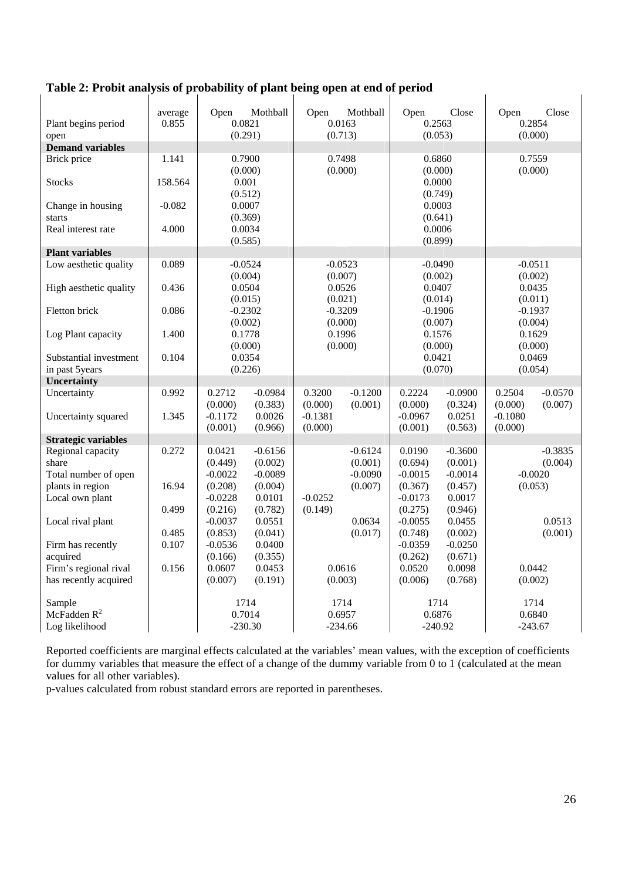**Table 2: Probit analysis of probability of plant being open at end of period**

| | average | Open | Mothball | Open | Mothball | Open | Close | Open | Close |
|---|---|---|---|---|---|---|---|---|---|
| Plant begins period open | 0.855 | 0.0821 | | 0.0163 | | 0.2563 | | 0.2854 | |
| | | (0.291) | | (0.713) | | (0.053) | | (0.000) | |
| **Demand variables** | | | | | | | | | |
| Brick price | 1.141 | 0.7900 | | 0.7498 | | 0.6860 | | 0.7559 | |
| | | (0.000) | | (0.000) | | (0.000) | | (0.000) | |
| Stocks | 158.564 | 0.001 | | | | 0.0000 | | | |
| | | (0.512) | | | | (0.749) | | | |
| Change in housing starts | -0.082 | 0.0007 | | | | 0.0003 | | | |
| | | (0.369) | | | | (0.641) | | | |
| Real interest rate | 4.000 | 0.0034 | | | | 0.0006 | | | |
| | | (0.585) | | | | (0.899) | | | |
| **Plant variables** | | | | | | | | | |
| Low aesthetic quality | 0.089 | -0.0524 | | -0.0523 | | -0.0490 | | -0.0511 | |
| | | (0.004) | | (0.007) | | (0.002) | | (0.002) | |
| High aesthetic quality | 0.436 | 0.0504 | | 0.0526 | | 0.0407 | | 0.0435 | |
| | | (0.015) | | (0.021) | | (0.014) | | (0.011) | |
| Fletton brick | 0.086 | -0.2302 | | -0.3209 | | -0.1906 | | -0.1937 | |
| | | (0.002) | | (0.000) | | (0.007) | | (0.004) | |
| Log Plant capacity | 1.400 | 0.1778 | | 0.1996 | | 0.1576 | | 0.1629 | |
| | | (0.000) | | (0.000) | | (0.000) | | (0.000) | |
| Substantial investment in past 5years | 0.104 | 0.0354 | | | | 0.0421 | | 0.0469 | |
| | | (0.226) | | | | (0.070) | | (0.054) | |
| **Uncertainty** | | | | | | | | | |
| Uncertainty | 0.992 | 0.2712 | -0.0984 | 0.3200 | -0.1200 | 0.2224 | -0.0900 | 0.2504 | -0.0570 |
| | | (0.000) | (0.383) | (0.000) | (0.001) | (0.000) | (0.324) | (0.000) | (0.007) |
| Uncertainty squared | 1.345 | -0.1172 | 0.0026 | -0.1381 | | -0.0967 | 0.0251 | -0.1080 | |
| | | (0.001) | (0.966) | (0.000) | | (0.001) | (0.563) | (0.000) | |
| **Strategic variables** | | | | | | | | | |
| Regional capacity share | 0.272 | 0.0421 | -0.6156 | | -0.6124 | 0.0190 | -0.3600 | | -0.3835 |
| | | (0.449) | (0.002) | | (0.001) | (0.694) | (0.001) | | (0.004) |
| Total number of open plants in region | 16.94 | -0.0022 | -0.0089 | | -0.0090 | -0.0015 | -0.0014 | -0.0020 | |
| | | (0.208) | (0.004) | | (0.007) | (0.367) | (0.457) | (0.053) | |
| Local own plant | 0.499 | -0.0228 | 0.0101 | -0.0252 | | -0.0173 | 0.0017 | | |
| | | (0.216) | (0.782) | (0.149) | | (0.275) | (0.946) | | |
| Local rival plant | 0.485 | -0.0037 | 0.0551 | | 0.0634 | -0.0055 | 0.0455 | | 0.0513 |
| | | (0.853) | (0.041) | | (0.017) | (0.748) | (0.002) | | (0.001) |
| Firm has recently acquired | 0.107 | -0.0536 | 0.0400 | | | -0.0359 | -0.0250 | | |
| | | (0.166) | (0.355) | | | (0.262) | (0.671) | | |
| Firm's regional rival has recently acquired | 0.156 | 0.0607 | 0.0453 | 0.0616 | | 0.0520 | 0.0098 | 0.0442 | |
| | | (0.007) | (0.191) | (0.003) | | (0.006) | (0.768) | (0.002) | |
| Sample | | 1714 | | 1714 | | 1714 | | 1714 | |
| McFadden $R^2$ | | 0.7014 | | 0.6957 | | 0.6876 | | 0.6840 | |
| Log likelihood | | -230.30 | | -234.66 | | -240.92 | | -243.67 | |

Reported coefficients are marginal effects calculated at the variables' mean values, with the exception of coefficients for dummy variables that measure the effect of a change of the dummy variable from 0 to 1 (calculated at the mean values for all other variables).

p-values calculated from robust standard errors are reported in parentheses.